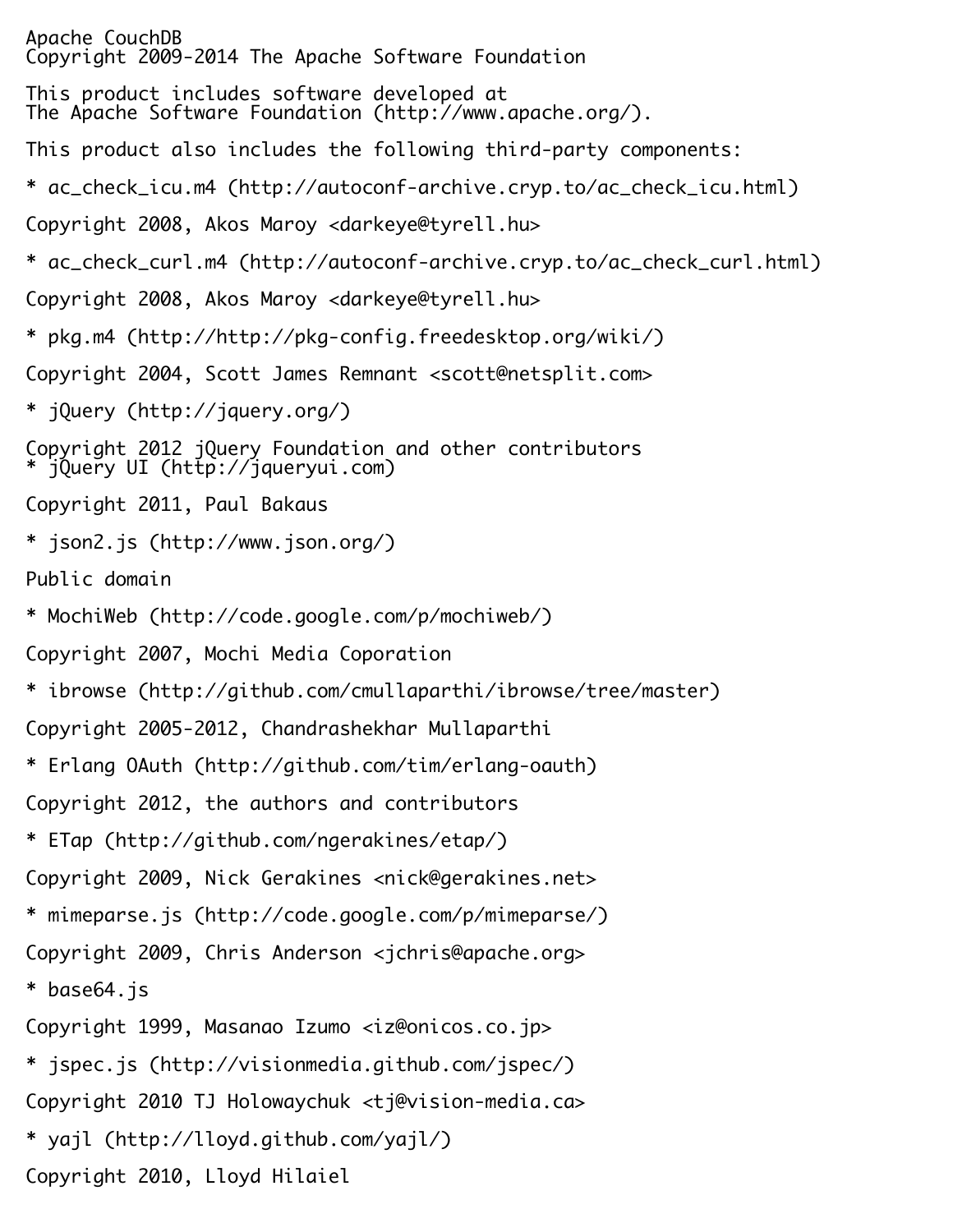Apache CouchDB
Copyright 2009-2014 The Apache Software Foundation

This product includes software developed at
The Apache Software Foundation (http://www.apache.org/).

This product also includes the following third-party components:

* ac_check_icu.m4 (http://autoconf-archive.cryp.to/ac_check_icu.html)

Copyright 2008, Akos Maroy <darkeye@tyrell.hu>

* ac_check_curl.m4 (http://autoconf-archive.cryp.to/ac_check_curl.html)

Copyright 2008, Akos Maroy <darkeye@tyrell.hu>

* pkg.m4 (http://http://pkg-config.freedesktop.org/wiki/)

Copyright 2004, Scott James Remnant <scott@netsplit.com>

* jQuery (http://jquery.org/)

Copyright 2012 jQuery Foundation and other contributors
* jQuery UI (http://jqueryui.com)

Copyright 2011, Paul Bakaus

* json2.js (http://www.json.org/)

Public domain

* MochiWeb (http://code.google.com/p/mochiweb/)

Copyright 2007, Mochi Media Coporation

* ibrowse (http://github.com/cmullaparthi/ibrowse/tree/master)

Copyright 2005-2012, Chandrashekhar Mullaparthi

* Erlang OAuth (http://github.com/tim/erlang-oauth)

Copyright 2012, the authors and contributors

* ETap (http://github.com/ngerakines/etap/)

Copyright 2009, Nick Gerakines <nick@gerakines.net>

* mimeparse.js (http://code.google.com/p/mimeparse/)

Copyright 2009, Chris Anderson <jchris@apache.org>

* base64.js

Copyright 1999, Masanao Izumo <iz@onicos.co.jp>

* jspec.js (http://visionmedia.github.com/jspec/)

Copyright 2010 TJ Holowaychuk <tj@vision-media.ca>

* yajl (http://lloyd.github.com/yajl/)

Copyright 2010, Lloyd Hilaiel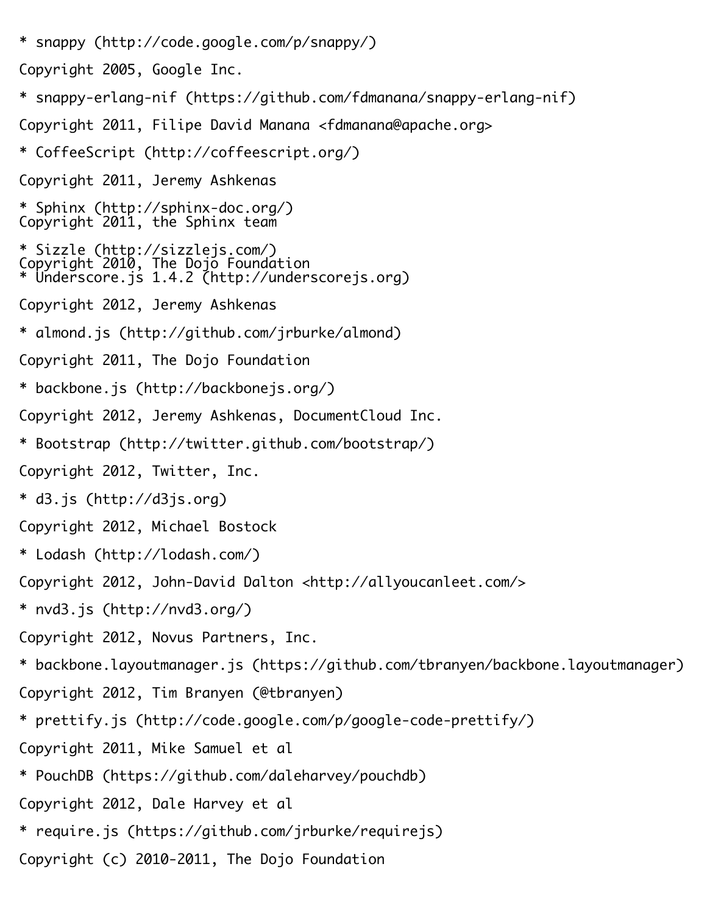* snappy (http://code.google.com/p/snappy/)

Copyright 2005, Google Inc.

* snappy-erlang-nif (https://github.com/fdmanana/snappy-erlang-nif)

Copyright 2011, Filipe David Manana <fdmanana@apache.org>

* CoffeeScript (http://coffeescript.org/)

Copyright 2011, Jeremy Ashkenas

* Sphinx (http://sphinx-doc.org/)
Copyright 2011, the Sphinx team

* Sizzle (http://sizzlejs.com/)
Copyright 2010, The Dojo Foundation
* Underscore.js 1.4.2 (http://underscorejs.org)

Copyright 2012, Jeremy Ashkenas

* almond.js (http://github.com/jrburke/almond)

Copyright 2011, The Dojo Foundation

* backbone.js (http://backbonejs.org/)

Copyright 2012, Jeremy Ashkenas, DocumentCloud Inc.

* Bootstrap (http://twitter.github.com/bootstrap/)

Copyright 2012, Twitter, Inc.

* d3.js (http://d3js.org)

Copyright 2012, Michael Bostock

* Lodash (http://lodash.com/)

Copyright 2012, John-David Dalton <http://allyoucanleet.com/>

* nvd3.js (http://nvd3.org/)

Copyright 2012, Novus Partners, Inc.

* backbone.layoutmanager.js (https://github.com/tbranyen/backbone.layoutmanager)

Copyright 2012, Tim Branyen (@tbranyen)

* prettify.js (http://code.google.com/p/google-code-prettify/)

Copyright 2011, Mike Samuel et al

* PouchDB (https://github.com/daleharvey/pouchdb)

Copyright 2012, Dale Harvey et al

* require.js (https://github.com/jrburke/requirejs)

Copyright (c) 2010-2011, The Dojo Foundation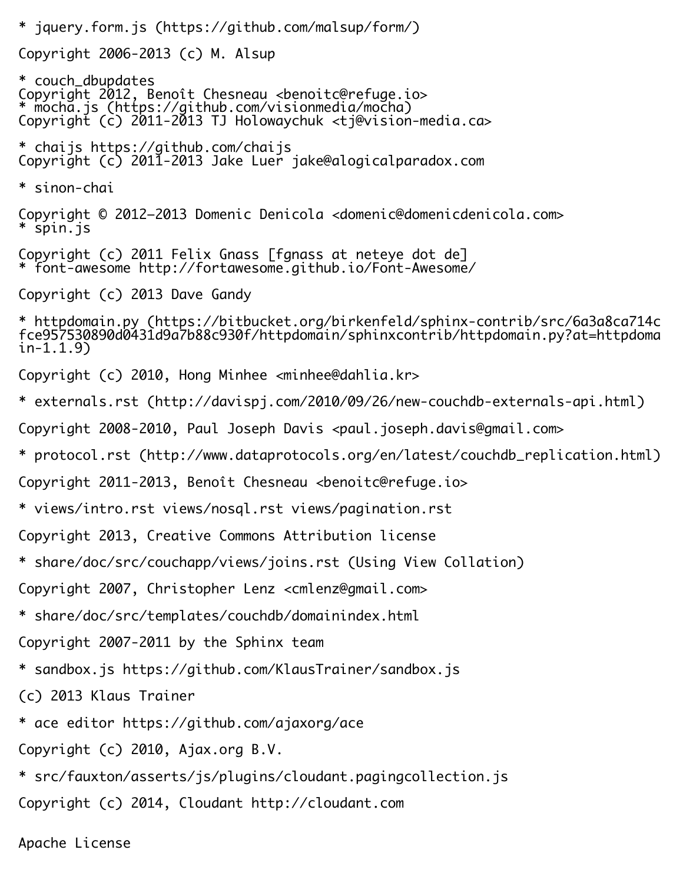* jquery.form.js (https://github.com/malsup/form/)

Copyright 2006-2013 (c) M. Alsup

* couch_dbupdates
Copyright 2012, Benoît Chesneau <benoitc@refuge.io>
* mocha.js (https://github.com/visionmedia/mocha)
Copyright (c) 2011-2013 TJ Holowaychuk <tj@vision-media.ca>

* chaijs https://github.com/chaijs
Copyright (c) 2011-2013 Jake Luer jake@alogicalparadox.com

* sinon-chai

Copyright © 2012–2013 Domenic Denicola <domenic@domenicdenicola.com>
* spin.js

Copyright (c) 2011 Felix Gnass [fgnass at neteye dot de]
* font-awesome http://fortawesome.github.io/Font-Awesome/

Copyright (c) 2013 Dave Gandy

* httpdomain.py (https://bitbucket.org/birkenfeld/sphinx-contrib/src/6a3a8ca714cfce957530890d0431d9a7b88c930f/httpdomain/sphinxcontrib/httpdomain.py?at=httpdomain-1.1.9)

Copyright (c) 2010, Hong Minhee <minhee@dahlia.kr>

* externals.rst (http://davispj.com/2010/09/26/new-couchdb-externals-api.html)

Copyright 2008-2010, Paul Joseph Davis <paul.joseph.davis@gmail.com>

* protocol.rst (http://www.dataprotocols.org/en/latest/couchdb_replication.html)

Copyright 2011-2013, Benoît Chesneau <benoitc@refuge.io>

* views/intro.rst views/nosql.rst views/pagination.rst

Copyright 2013, Creative Commons Attribution license

* share/doc/src/couchapp/views/joins.rst (Using View Collation)

Copyright 2007, Christopher Lenz <cmlenz@gmail.com>

* share/doc/src/templates/couchdb/domainindex.html

Copyright 2007-2011 by the Sphinx team

* sandbox.js https://github.com/KlausTrainer/sandbox.js

(c) 2013 Klaus Trainer

* ace editor https://github.com/ajaxorg/ace

Copyright (c) 2010, Ajax.org B.V.

* src/fauxton/asserts/js/plugins/cloudant.pagingcollection.js

Copyright (c) 2014, Cloudant http://cloudant.com

Apache License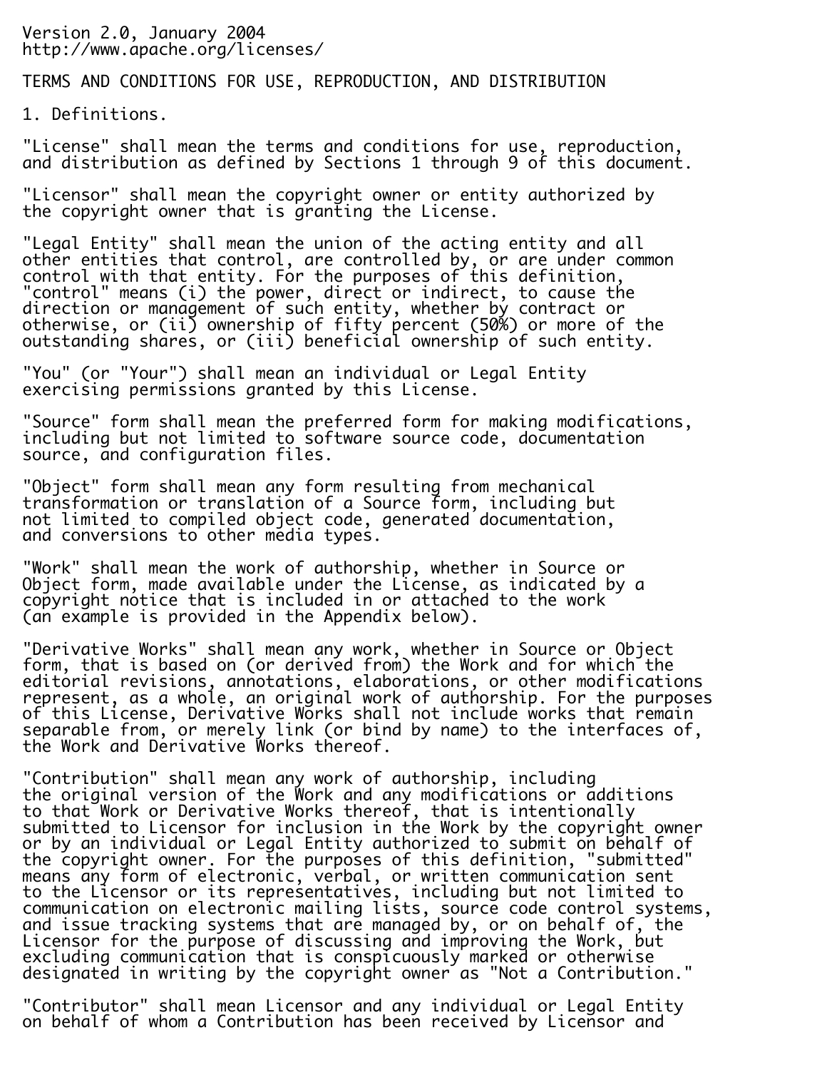Version 2.0, January 2004
http://www.apache.org/licenses/

TERMS AND CONDITIONS FOR USE, REPRODUCTION, AND DISTRIBUTION

1. Definitions.

"License" shall mean the terms and conditions for use, reproduction, and distribution as defined by Sections 1 through 9 of this document.

"Licensor" shall mean the copyright owner or entity authorized by the copyright owner that is granting the License.

"Legal Entity" shall mean the union of the acting entity and all other entities that control, are controlled by, or are under common control with that entity. For the purposes of this definition, "control" means (i) the power, direct or indirect, to cause the direction or management of such entity, whether by contract or otherwise, or (ii) ownership of fifty percent (50%) or more of the outstanding shares, or (iii) beneficial ownership of such entity.

"You" (or "Your") shall mean an individual or Legal Entity exercising permissions granted by this License.

"Source" form shall mean the preferred form for making modifications, including but not limited to software source code, documentation source, and configuration files.

"Object" form shall mean any form resulting from mechanical transformation or translation of a Source form, including but not limited to compiled object code, generated documentation, and conversions to other media types.

"Work" shall mean the work of authorship, whether in Source or Object form, made available under the License, as indicated by a copyright notice that is included in or attached to the work (an example is provided in the Appendix below).

"Derivative Works" shall mean any work, whether in Source or Object form, that is based on (or derived from) the Work and for which the editorial revisions, annotations, elaborations, or other modifications represent, as a whole, an original work of authorship. For the purposes of this License, Derivative Works shall not include works that remain separable from, or merely link (or bind by name) to the interfaces of, the Work and Derivative Works thereof.

"Contribution" shall mean any work of authorship, including the original version of the Work and any modifications or additions to that Work or Derivative Works thereof, that is intentionally submitted to Licensor for inclusion in the Work by the copyright owner or by an individual or Legal Entity authorized to submit on behalf of the copyright owner. For the purposes of this definition, "submitted" means any form of electronic, verbal, or written communication sent to the Licensor or its representatives, including but not limited to communication on electronic mailing lists, source code control systems, and issue tracking systems that are managed by, or on behalf of, the Licensor for the purpose of discussing and improving the Work, but excluding communication that is conspicuously marked or otherwise designated in writing by the copyright owner as "Not a Contribution."

"Contributor" shall mean Licensor and any individual or Legal Entity on behalf of whom a Contribution has been received by Licensor and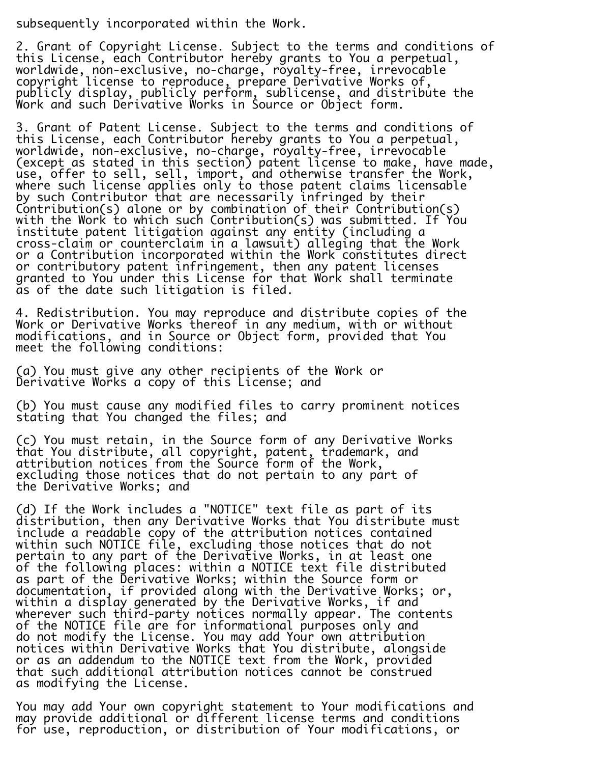subsequently incorporated within the Work.

2. Grant of Copyright License. Subject to the terms and conditions of this License, each Contributor hereby grants to You a perpetual, worldwide, non-exclusive, no-charge, royalty-free, irrevocable copyright license to reproduce, prepare Derivative Works of, publicly display, publicly perform, sublicense, and distribute the Work and such Derivative Works in Source or Object form.

3. Grant of Patent License. Subject to the terms and conditions of this License, each Contributor hereby grants to You a perpetual, worldwide, non-exclusive, no-charge, royalty-free, irrevocable (except as stated in this section) patent license to make, have made, use, offer to sell, sell, import, and otherwise transfer the Work, where such license applies only to those patent claims licensable by such Contributor that are necessarily infringed by their Contribution(s) alone or by combination of their Contribution(s) with the Work to which such Contribution(s) was submitted. If You institute patent litigation against any entity (including a cross-claim or counterclaim in a lawsuit) alleging that the Work or a Contribution incorporated within the Work constitutes direct or contributory patent infringement, then any patent licenses granted to You under this License for that Work shall terminate as of the date such litigation is filed.

4. Redistribution. You may reproduce and distribute copies of the Work or Derivative Works thereof in any medium, with or without modifications, and in Source or Object form, provided that You meet the following conditions:

(a) You must give any other recipients of the Work or Derivative Works a copy of this License; and

(b) You must cause any modified files to carry prominent notices stating that You changed the files; and

(c) You must retain, in the Source form of any Derivative Works that You distribute, all copyright, patent, trademark, and attribution notices from the Source form of the Work, excluding those notices that do not pertain to any part of the Derivative Works; and

(d) If the Work includes a "NOTICE" text file as part of its distribution, then any Derivative Works that You distribute must include a readable copy of the attribution notices contained within such NOTICE file, excluding those notices that do not pertain to any part of the Derivative Works, in at least one of the following places: within a NOTICE text file distributed as part of the Derivative Works; within the Source form or documentation, if provided along with the Derivative Works; or, within a display generated by the Derivative Works, if and wherever such third-party notices normally appear. The contents of the NOTICE file are for informational purposes only and do not modify the License. You may add Your own attribution notices within Derivative Works that You distribute, alongside or as an addendum to the NOTICE text from the Work, provided that such additional attribution notices cannot be construed as modifying the License.

You may add Your own copyright statement to Your modifications and may provide additional or different license terms and conditions for use, reproduction, or distribution of Your modifications, or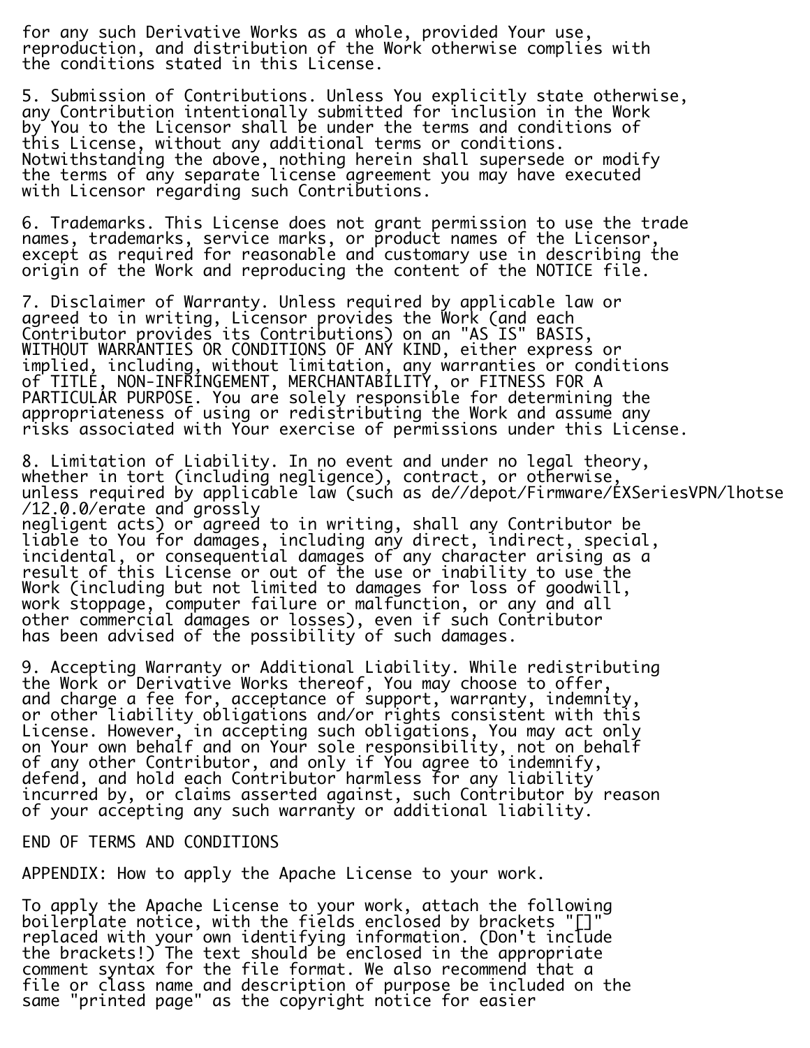for any such Derivative Works as a whole, provided Your use, reproduction, and distribution of the Work otherwise complies with the conditions stated in this License.

5. Submission of Contributions. Unless You explicitly state otherwise, any Contribution intentionally submitted for inclusion in the Work by You to the Licensor shall be under the terms and conditions of this License, without any additional terms or conditions. Notwithstanding the above, nothing herein shall supersede or modify the terms of any separate license agreement you may have executed with Licensor regarding such Contributions.

6. Trademarks. This License does not grant permission to use the trade names, trademarks, service marks, or product names of the Licensor, except as required for reasonable and customary use in describing the origin of the Work and reproducing the content of the NOTICE file.

7. Disclaimer of Warranty. Unless required by applicable law or agreed to in writing, Licensor provides the Work (and each Contributor provides its Contributions) on an "AS IS" BASIS, WITHOUT WARRANTIES OR CONDITIONS OF ANY KIND, either express or implied, including, without limitation, any warranties or conditions of TITLE, NON-INFRINGEMENT, MERCHANTABILITY, or FITNESS FOR A PARTICULAR PURPOSE. You are solely responsible for determining the appropriateness of using or redistributing the Work and assume any risks associated with Your exercise of permissions under this License.

8. Limitation of Liability. In no event and under no legal theory, whether in tort (including negligence), contract, or otherwise, unless required by applicable law (such as de//depot/Firmware/EXSeriesVPN/lhotse/12.0.0/erate and grossly negligent acts) or agreed to in writing, shall any Contributor be liable to You for damages, including any direct, indirect, special, incidental, or consequential damages of any character arising as a result of this License or out of the use or inability to use the Work (including but not limited to damages for loss of goodwill, work stoppage, computer failure or malfunction, or any and all other commercial damages or losses), even if such Contributor has been advised of the possibility of such damages.

9. Accepting Warranty or Additional Liability. While redistributing the Work or Derivative Works thereof, You may choose to offer, and charge a fee for, acceptance of support, warranty, indemnity, or other liability obligations and/or rights consistent with this License. However, in accepting such obligations, You may act only on Your own behalf and on Your sole responsibility, not on behalf of any other Contributor, and only if You agree to indemnify, defend, and hold each Contributor harmless for any liability incurred by, or claims asserted against, such Contributor by reason of your accepting any such warranty or additional liability.

END OF TERMS AND CONDITIONS

APPENDIX: How to apply the Apache License to your work.

To apply the Apache License to your work, attach the following boilerplate notice, with the fields enclosed by brackets "[]" replaced with your own identifying information. (Don't include the brackets!) The text should be enclosed in the appropriate comment syntax for the file format. We also recommend that a file or class name and description of purpose be included on the same "printed page" as the copyright notice for easier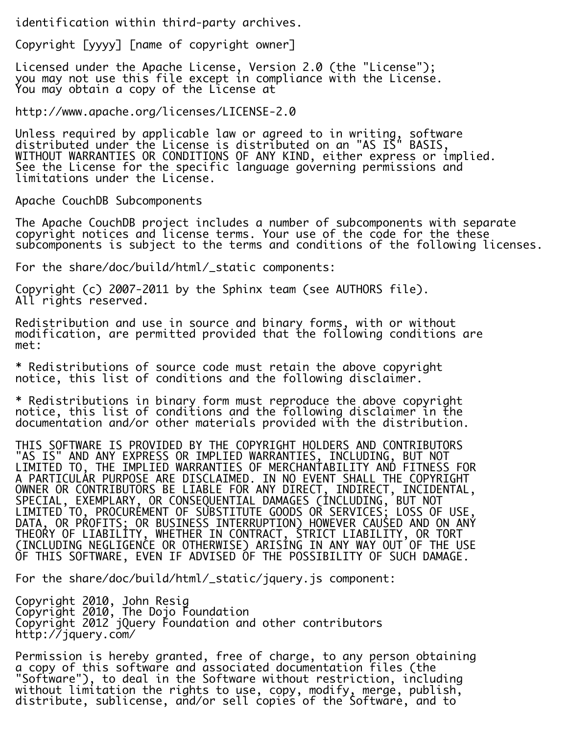identification within third-party archives.

Copyright [yyyy] [name of copyright owner]

Licensed under the Apache License, Version 2.0 (the "License");
you may not use this file except in compliance with the License.
You may obtain a copy of the License at

http://www.apache.org/licenses/LICENSE-2.0

Unless required by applicable law or agreed to in writing, software
distributed under the License is distributed on an "AS IS" BASIS,
WITHOUT WARRANTIES OR CONDITIONS OF ANY KIND, either express or implied.
See the License for the specific language governing permissions and
limitations under the License.

Apache CouchDB Subcomponents

The Apache CouchDB project includes a number of subcomponents with separate
copyright notices and license terms. Your use of the code for the these
subcomponents is subject to the terms and conditions of the following licenses.

For the share/doc/build/html/_static components:

Copyright (c) 2007-2011 by the Sphinx team (see AUTHORS file).
All rights reserved.

Redistribution and use in source and binary forms, with or without
modification, are permitted provided that the following conditions are
met:

* Redistributions of source code must retain the above copyright
notice, this list of conditions and the following disclaimer.

* Redistributions in binary form must reproduce the above copyright
notice, this list of conditions and the following disclaimer in the
documentation and/or other materials provided with the distribution.

THIS SOFTWARE IS PROVIDED BY THE COPYRIGHT HOLDERS AND CONTRIBUTORS
"AS IS" AND ANY EXPRESS OR IMPLIED WARRANTIES, INCLUDING, BUT NOT
LIMITED TO, THE IMPLIED WARRANTIES OF MERCHANTABILITY AND FITNESS FOR
A PARTICULAR PURPOSE ARE DISCLAIMED. IN NO EVENT SHALL THE COPYRIGHT
OWNER OR CONTRIBUTORS BE LIABLE FOR ANY DIRECT, INDIRECT, INCIDENTAL,
SPECIAL, EXEMPLARY, OR CONSEQUENTIAL DAMAGES (INCLUDING, BUT NOT
LIMITED TO, PROCUREMENT OF SUBSTITUTE GOODS OR SERVICES; LOSS OF USE,
DATA, OR PROFITS; OR BUSINESS INTERRUPTION) HOWEVER CAUSED AND ON ANY
THEORY OF LIABILITY, WHETHER IN CONTRACT, STRICT LIABILITY, OR TORT
(INCLUDING NEGLIGENCE OR OTHERWISE) ARISING IN ANY WAY OUT OF THE USE
OF THIS SOFTWARE, EVEN IF ADVISED OF THE POSSIBILITY OF SUCH DAMAGE.

For the share/doc/build/html/_static/jquery.js component:

Copyright 2010, John Resig
Copyright 2010, The Dojo Foundation
Copyright 2012 jQuery Foundation and other contributors
http://jquery.com/

Permission is hereby granted, free of charge, to any person obtaining
a copy of this software and associated documentation files (the
"Software"), to deal in the Software without restriction, including
without limitation the rights to use, copy, modify, merge, publish,
distribute, sublicense, and/or sell copies of the Software, and to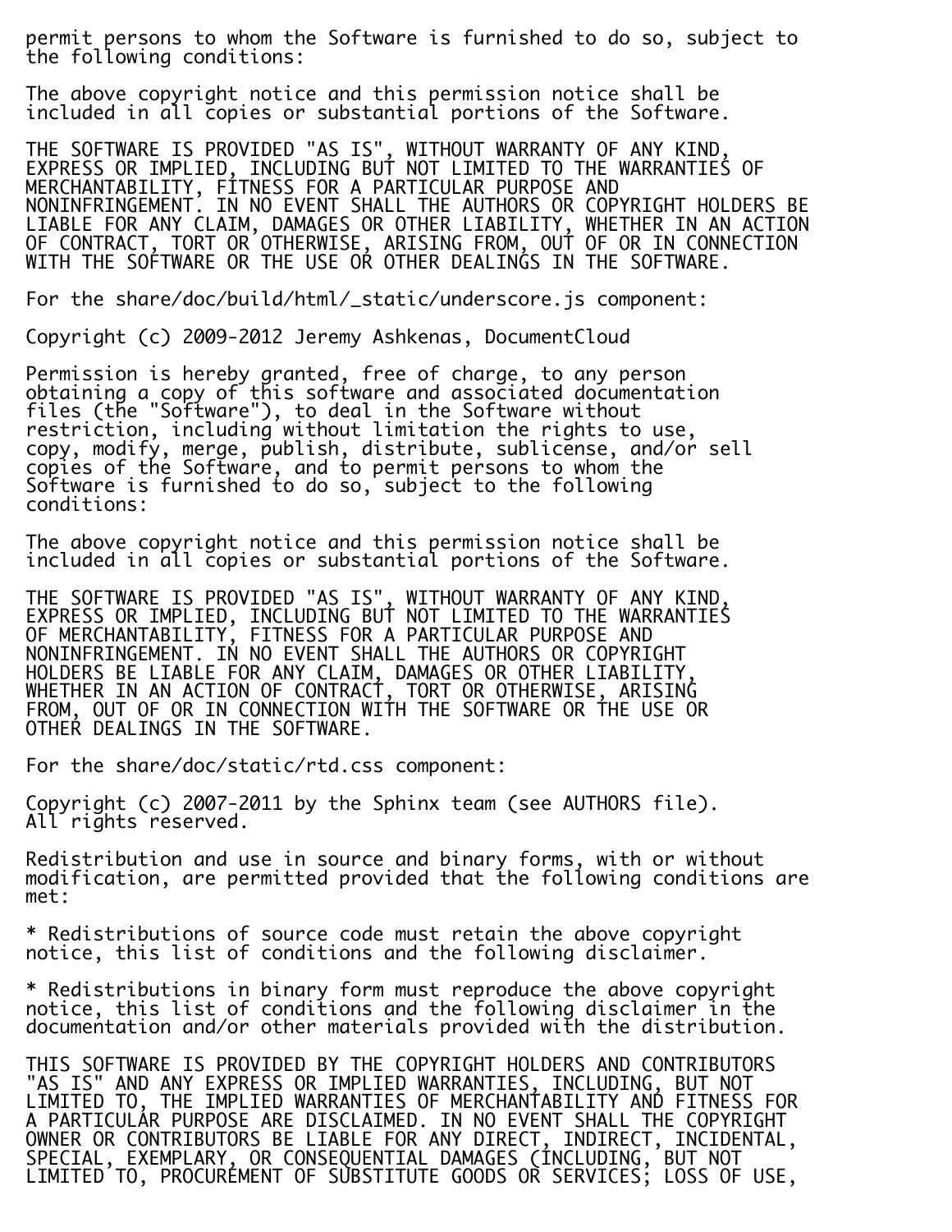permit persons to whom the Software is furnished to do so, subject to the following conditions:

The above copyright notice and this permission notice shall be included in all copies or substantial portions of the Software.

THE SOFTWARE IS PROVIDED "AS IS", WITHOUT WARRANTY OF ANY KIND, EXPRESS OR IMPLIED, INCLUDING BUT NOT LIMITED TO THE WARRANTIES OF MERCHANTABILITY, FITNESS FOR A PARTICULAR PURPOSE AND NONINFRINGEMENT. IN NO EVENT SHALL THE AUTHORS OR COPYRIGHT HOLDERS BE LIABLE FOR ANY CLAIM, DAMAGES OR OTHER LIABILITY, WHETHER IN AN ACTION OF CONTRACT, TORT OR OTHERWISE, ARISING FROM, OUT OF OR IN CONNECTION WITH THE SOFTWARE OR THE USE OR OTHER DEALINGS IN THE SOFTWARE.

For the share/doc/build/html/_static/underscore.js component:

Copyright (c) 2009-2012 Jeremy Ashkenas, DocumentCloud

Permission is hereby granted, free of charge, to any person obtaining a copy of this software and associated documentation files (the "Software"), to deal in the Software without restriction, including without limitation the rights to use, copy, modify, merge, publish, distribute, sublicense, and/or sell copies of the Software, and to permit persons to whom the Software is furnished to do so, subject to the following conditions:

The above copyright notice and this permission notice shall be included in all copies or substantial portions of the Software.

THE SOFTWARE IS PROVIDED "AS IS", WITHOUT WARRANTY OF ANY KIND, EXPRESS OR IMPLIED, INCLUDING BUT NOT LIMITED TO THE WARRANTIES OF MERCHANTABILITY, FITNESS FOR A PARTICULAR PURPOSE AND NONINFRINGEMENT. IN NO EVENT SHALL THE AUTHORS OR COPYRIGHT HOLDERS BE LIABLE FOR ANY CLAIM, DAMAGES OR OTHER LIABILITY, WHETHER IN AN ACTION OF CONTRACT, TORT OR OTHERWISE, ARISING FROM, OUT OF OR IN CONNECTION WITH THE SOFTWARE OR THE USE OR OTHER DEALINGS IN THE SOFTWARE.

For the share/doc/static/rtd.css component:

Copyright (c) 2007-2011 by the Sphinx team (see AUTHORS file).
All rights reserved.

Redistribution and use in source and binary forms, with or without modification, are permitted provided that the following conditions are met:

* Redistributions of source code must retain the above copyright notice, this list of conditions and the following disclaimer.

* Redistributions in binary form must reproduce the above copyright notice, this list of conditions and the following disclaimer in the documentation and/or other materials provided with the distribution.

THIS SOFTWARE IS PROVIDED BY THE COPYRIGHT HOLDERS AND CONTRIBUTORS "AS IS" AND ANY EXPRESS OR IMPLIED WARRANTIES, INCLUDING, BUT NOT LIMITED TO, THE IMPLIED WARRANTIES OF MERCHANTABILITY AND FITNESS FOR A PARTICULAR PURPOSE ARE DISCLAIMED. IN NO EVENT SHALL THE COPYRIGHT OWNER OR CONTRIBUTORS BE LIABLE FOR ANY DIRECT, INDIRECT, INCIDENTAL, SPECIAL, EXEMPLARY, OR CONSEQUENTIAL DAMAGES (INCLUDING, BUT NOT LIMITED TO, PROCUREMENT OF SUBSTITUTE GOODS OR SERVICES; LOSS OF USE,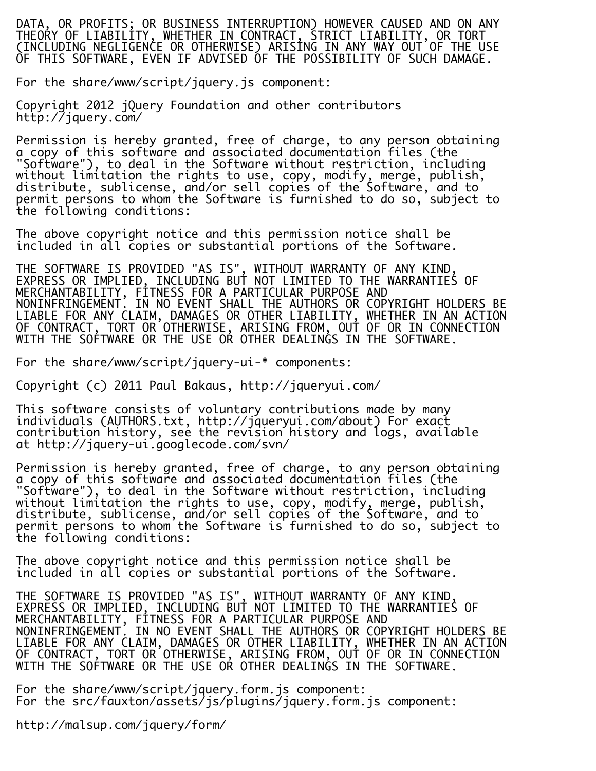DATA, OR PROFITS; OR BUSINESS INTERRUPTION) HOWEVER CAUSED AND ON ANY
THEORY OF LIABILITY, WHETHER IN CONTRACT, STRICT LIABILITY, OR TORT
(INCLUDING NEGLIGENCE OR OTHERWISE) ARISING IN ANY WAY OUT OF THE USE
OF THIS SOFTWARE, EVEN IF ADVISED OF THE POSSIBILITY OF SUCH DAMAGE.

For the share/www/script/jquery.js component:

Copyright 2012 jQuery Foundation and other contributors
http://jquery.com/

Permission is hereby granted, free of charge, to any person obtaining
a copy of this software and associated documentation files (the
"Software"), to deal in the Software without restriction, including
without limitation the rights to use, copy, modify, merge, publish,
distribute, sublicense, and/or sell copies of the Software, and to
permit persons to whom the Software is furnished to do so, subject to
the following conditions:

The above copyright notice and this permission notice shall be
included in all copies or substantial portions of the Software.

THE SOFTWARE IS PROVIDED "AS IS", WITHOUT WARRANTY OF ANY KIND,
EXPRESS OR IMPLIED, INCLUDING BUT NOT LIMITED TO THE WARRANTIES OF
MERCHANTABILITY, FITNESS FOR A PARTICULAR PURPOSE AND
NONINFRINGEMENT. IN NO EVENT SHALL THE AUTHORS OR COPYRIGHT HOLDERS BE
LIABLE FOR ANY CLAIM, DAMAGES OR OTHER LIABILITY, WHETHER IN AN ACTION
OF CONTRACT, TORT OR OTHERWISE, ARISING FROM, OUT OF OR IN CONNECTION
WITH THE SOFTWARE OR THE USE OR OTHER DEALINGS IN THE SOFTWARE.

For the share/www/script/jquery-ui-* components:

Copyright (c) 2011 Paul Bakaus, http://jqueryui.com/

This software consists of voluntary contributions made by many
individuals (AUTHORS.txt, http://jqueryui.com/about) For exact
contribution history, see the revision history and logs, available
at http://jquery-ui.googlecode.com/svn/

Permission is hereby granted, free of charge, to any person obtaining
a copy of this software and associated documentation files (the
"Software"), to deal in the Software without restriction, including
without limitation the rights to use, copy, modify, merge, publish,
distribute, sublicense, and/or sell copies of the Software, and to
permit persons to whom the Software is furnished to do so, subject to
the following conditions:

The above copyright notice and this permission notice shall be
included in all copies or substantial portions of the Software.

THE SOFTWARE IS PROVIDED "AS IS", WITHOUT WARRANTY OF ANY KIND,
EXPRESS OR IMPLIED, INCLUDING BUT NOT LIMITED TO THE WARRANTIES OF
MERCHANTABILITY, FITNESS FOR A PARTICULAR PURPOSE AND
NONINFRINGEMENT. IN NO EVENT SHALL THE AUTHORS OR COPYRIGHT HOLDERS BE
LIABLE FOR ANY CLAIM, DAMAGES OR OTHER LIABILITY, WHETHER IN AN ACTION
OF CONTRACT, TORT OR OTHERWISE, ARISING FROM, OUT OF OR IN CONNECTION
WITH THE SOFTWARE OR THE USE OR OTHER DEALINGS IN THE SOFTWARE.

For the share/www/script/jquery.form.js component:
For the src/fauxton/assets/js/plugins/jquery.form.js component:

http://malsup.com/jquery/form/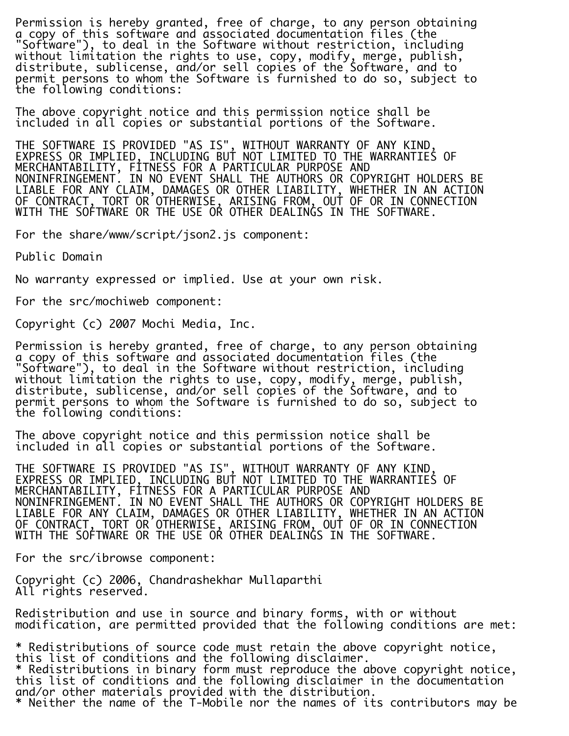Permission is hereby granted, free of charge, to any person obtaining a copy of this software and associated documentation files (the "Software"), to deal in the Software without restriction, including without limitation the rights to use, copy, modify, merge, publish, distribute, sublicense, and/or sell copies of the Software, and to permit persons to whom the Software is furnished to do so, subject to the following conditions:

The above copyright notice and this permission notice shall be included in all copies or substantial portions of the Software.

THE SOFTWARE IS PROVIDED "AS IS", WITHOUT WARRANTY OF ANY KIND, EXPRESS OR IMPLIED, INCLUDING BUT NOT LIMITED TO THE WARRANTIES OF MERCHANTABILITY, FITNESS FOR A PARTICULAR PURPOSE AND NONINFRINGEMENT. IN NO EVENT SHALL THE AUTHORS OR COPYRIGHT HOLDERS BE LIABLE FOR ANY CLAIM, DAMAGES OR OTHER LIABILITY, WHETHER IN AN ACTION OF CONTRACT, TORT OR OTHERWISE, ARISING FROM, OUT OF OR IN CONNECTION WITH THE SOFTWARE OR THE USE OR OTHER DEALINGS IN THE SOFTWARE.

For the share/www/script/json2.js component:

Public Domain

No warranty expressed or implied. Use at your own risk.

For the src/mochiweb component:

Copyright (c) 2007 Mochi Media, Inc.

Permission is hereby granted, free of charge, to any person obtaining a copy of this software and associated documentation files (the "Software"), to deal in the Software without restriction, including without limitation the rights to use, copy, modify, merge, publish, distribute, sublicense, and/or sell copies of the Software, and to permit persons to whom the Software is furnished to do so, subject to the following conditions:

The above copyright notice and this permission notice shall be included in all copies or substantial portions of the Software.

THE SOFTWARE IS PROVIDED "AS IS", WITHOUT WARRANTY OF ANY KIND, EXPRESS OR IMPLIED, INCLUDING BUT NOT LIMITED TO THE WARRANTIES OF MERCHANTABILITY, FITNESS FOR A PARTICULAR PURPOSE AND NONINFRINGEMENT. IN NO EVENT SHALL THE AUTHORS OR COPYRIGHT HOLDERS BE LIABLE FOR ANY CLAIM, DAMAGES OR OTHER LIABILITY, WHETHER IN AN ACTION OF CONTRACT, TORT OR OTHERWISE, ARISING FROM, OUT OF OR IN CONNECTION WITH THE SOFTWARE OR THE USE OR OTHER DEALINGS IN THE SOFTWARE.

For the src/ibrowse component:

Copyright (c) 2006, Chandrashekhar Mullaparthi
All rights reserved.

Redistribution and use in source and binary forms, with or without modification, are permitted provided that the following conditions are met:

* Redistributions of source code must retain the above copyright notice, this list of conditions and the following disclaimer.
* Redistributions in binary form must reproduce the above copyright notice, this list of conditions and the following disclaimer in the documentation and/or other materials provided with the distribution.
* Neither the name of the T-Mobile nor the names of its contributors may be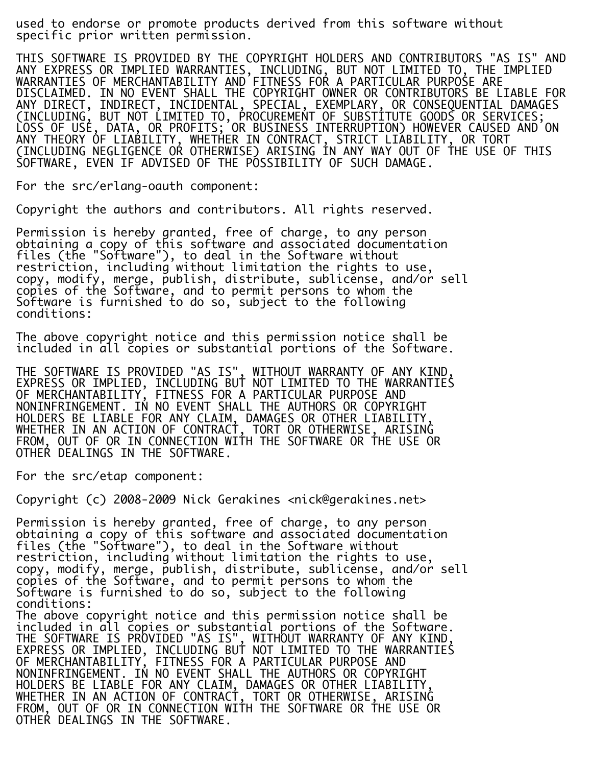used to endorse or promote products derived from this software without specific prior written permission.

THIS SOFTWARE IS PROVIDED BY THE COPYRIGHT HOLDERS AND CONTRIBUTORS "AS IS" AND ANY EXPRESS OR IMPLIED WARRANTIES, INCLUDING, BUT NOT LIMITED TO, THE IMPLIED WARRANTIES OF MERCHANTABILITY AND FITNESS FOR A PARTICULAR PURPOSE ARE DISCLAIMED. IN NO EVENT SHALL THE COPYRIGHT OWNER OR CONTRIBUTORS BE LIABLE FOR ANY DIRECT, INDIRECT, INCIDENTAL, SPECIAL, EXEMPLARY, OR CONSEQUENTIAL DAMAGES (INCLUDING, BUT NOT LIMITED TO, PROCUREMENT OF SUBSTITUTE GOODS OR SERVICES; LOSS OF USE, DATA, OR PROFITS; OR BUSINESS INTERRUPTION) HOWEVER CAUSED AND ON ANY THEORY OF LIABILITY, WHETHER IN CONTRACT, STRICT LIABILITY, OR TORT (INCLUDING NEGLIGENCE OR OTHERWISE) ARISING IN ANY WAY OUT OF THE USE OF THIS SOFTWARE, EVEN IF ADVISED OF THE POSSIBILITY OF SUCH DAMAGE.

For the src/erlang-oauth component:

Copyright the authors and contributors. All rights reserved.

Permission is hereby granted, free of charge, to any person obtaining a copy of this software and associated documentation files (the "Software"), to deal in the Software without restriction, including without limitation the rights to use, copy, modify, merge, publish, distribute, sublicense, and/or sell copies of the Software, and to permit persons to whom the Software is furnished to do so, subject to the following conditions:

The above copyright notice and this permission notice shall be included in all copies or substantial portions of the Software.

THE SOFTWARE IS PROVIDED "AS IS", WITHOUT WARRANTY OF ANY KIND, EXPRESS OR IMPLIED, INCLUDING BUT NOT LIMITED TO THE WARRANTIES OF MERCHANTABILITY, FITNESS FOR A PARTICULAR PURPOSE AND NONINFRINGEMENT. IN NO EVENT SHALL THE AUTHORS OR COPYRIGHT HOLDERS BE LIABLE FOR ANY CLAIM, DAMAGES OR OTHER LIABILITY, WHETHER IN AN ACTION OF CONTRACT, TORT OR OTHERWISE, ARISING FROM, OUT OF OR IN CONNECTION WITH THE SOFTWARE OR THE USE OR OTHER DEALINGS IN THE SOFTWARE.

For the src/etap component:

Copyright (c) 2008-2009 Nick Gerakines <nick@gerakines.net>

Permission is hereby granted, free of charge, to any person obtaining a copy of this software and associated documentation files (the "Software"), to deal in the Software without restriction, including without limitation the rights to use, copy, modify, merge, publish, distribute, sublicense, and/or sell copies of the Software, and to permit persons to whom the Software is furnished to do so, subject to the following conditions:
The above copyright notice and this permission notice shall be included in all copies or substantial portions of the Software.
THE SOFTWARE IS PROVIDED "AS IS", WITHOUT WARRANTY OF ANY KIND, EXPRESS OR IMPLIED, INCLUDING BUT NOT LIMITED TO THE WARRANTIES OF MERCHANTABILITY, FITNESS FOR A PARTICULAR PURPOSE AND NONINFRINGEMENT. IN NO EVENT SHALL THE AUTHORS OR COPYRIGHT HOLDERS BE LIABLE FOR ANY CLAIM, DAMAGES OR OTHER LIABILITY, WHETHER IN AN ACTION OF CONTRACT, TORT OR OTHERWISE, ARISING FROM, OUT OF OR IN CONNECTION WITH THE SOFTWARE OR THE USE OR OTHER DEALINGS IN THE SOFTWARE.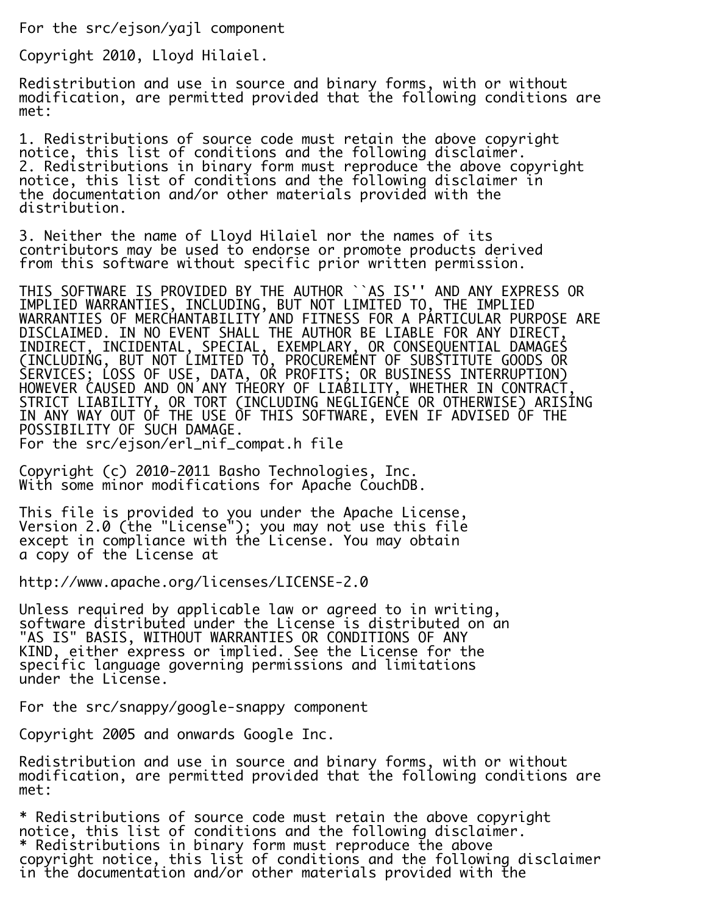For the src/ejson/yajl component

Copyright 2010, Lloyd Hilaiel.

Redistribution and use in source and binary forms, with or without
modification, are permitted provided that the following conditions are
met:

1. Redistributions of source code must retain the above copyright
notice, this list of conditions and the following disclaimer.
2. Redistributions in binary form must reproduce the above copyright
notice, this list of conditions and the following disclaimer in
the documentation and/or other materials provided with the
distribution.

3. Neither the name of Lloyd Hilaiel nor the names of its
contributors may be used to endorse or promote products derived
from this software without specific prior written permission.

THIS SOFTWARE IS PROVIDED BY THE AUTHOR ``AS IS'' AND ANY EXPRESS OR
IMPLIED WARRANTIES, INCLUDING, BUT NOT LIMITED TO, THE IMPLIED
WARRANTIES OF MERCHANTABILITY AND FITNESS FOR A PARTICULAR PURPOSE ARE
DISCLAIMED. IN NO EVENT SHALL THE AUTHOR BE LIABLE FOR ANY DIRECT,
INDIRECT, INCIDENTAL, SPECIAL, EXEMPLARY, OR CONSEQUENTIAL DAMAGES
(INCLUDING, BUT NOT LIMITED TO, PROCUREMENT OF SUBSTITUTE GOODS OR
SERVICES; LOSS OF USE, DATA, OR PROFITS; OR BUSINESS INTERRUPTION)
HOWEVER CAUSED AND ON ANY THEORY OF LIABILITY, WHETHER IN CONTRACT,
STRICT LIABILITY, OR TORT (INCLUDING NEGLIGENCE OR OTHERWISE) ARISING
IN ANY WAY OUT OF THE USE OF THIS SOFTWARE, EVEN IF ADVISED OF THE
POSSIBILITY OF SUCH DAMAGE.
For the src/ejson/erl_nif_compat.h file

Copyright (c) 2010-2011 Basho Technologies, Inc.
With some minor modifications for Apache CouchDB.

This file is provided to you under the Apache License,
Version 2.0 (the "License"); you may not use this file
except in compliance with the License. You may obtain
a copy of the License at

http://www.apache.org/licenses/LICENSE-2.0

Unless required by applicable law or agreed to in writing,
software distributed under the License is distributed on an
"AS IS" BASIS, WITHOUT WARRANTIES OR CONDITIONS OF ANY
KIND, either express or implied. See the License for the
specific language governing permissions and limitations
under the License.

For the src/snappy/google-snappy component

Copyright 2005 and onwards Google Inc.

Redistribution and use in source and binary forms, with or without
modification, are permitted provided that the following conditions are
met:

* Redistributions of source code must retain the above copyright
notice, this list of conditions and the following disclaimer.
* Redistributions in binary form must reproduce the above
copyright notice, this list of conditions and the following disclaimer
in the documentation and/or other materials provided with the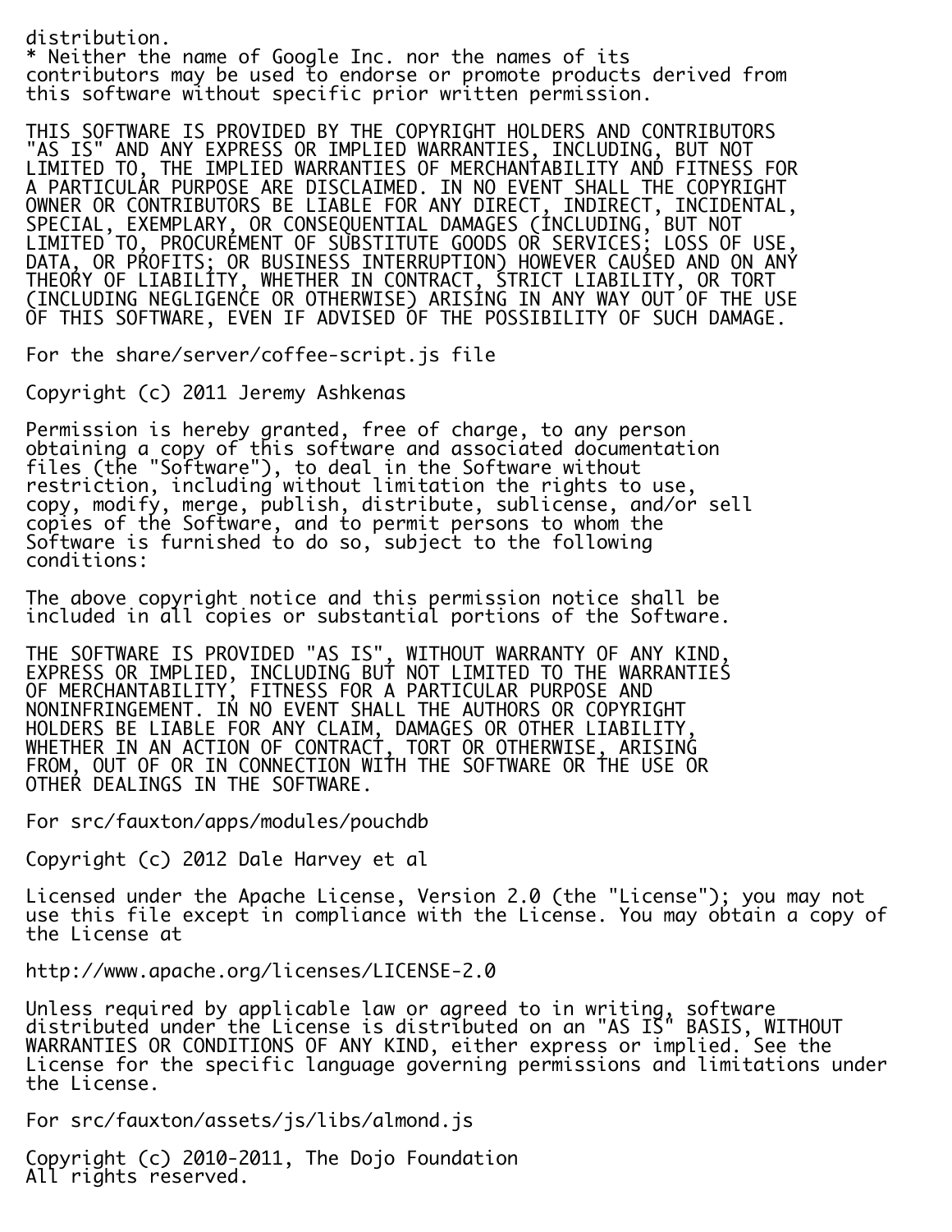distribution.
* Neither the name of Google Inc. nor the names of its
contributors may be used to endorse or promote products derived from
this software without specific prior written permission.

THIS SOFTWARE IS PROVIDED BY THE COPYRIGHT HOLDERS AND CONTRIBUTORS
"AS IS" AND ANY EXPRESS OR IMPLIED WARRANTIES, INCLUDING, BUT NOT
LIMITED TO, THE IMPLIED WARRANTIES OF MERCHANTABILITY AND FITNESS FOR
A PARTICULAR PURPOSE ARE DISCLAIMED. IN NO EVENT SHALL THE COPYRIGHT
OWNER OR CONTRIBUTORS BE LIABLE FOR ANY DIRECT, INDIRECT, INCIDENTAL,
SPECIAL, EXEMPLARY, OR CONSEQUENTIAL DAMAGES (INCLUDING, BUT NOT
LIMITED TO, PROCUREMENT OF SUBSTITUTE GOODS OR SERVICES; LOSS OF USE,
DATA, OR PROFITS; OR BUSINESS INTERRUPTION) HOWEVER CAUSED AND ON ANY
THEORY OF LIABILITY, WHETHER IN CONTRACT, STRICT LIABILITY, OR TORT
(INCLUDING NEGLIGENCE OR OTHERWISE) ARISING IN ANY WAY OUT OF THE USE
OF THIS SOFTWARE, EVEN IF ADVISED OF THE POSSIBILITY OF SUCH DAMAGE.

For the share/server/coffee-script.js file

Copyright (c) 2011 Jeremy Ashkenas

Permission is hereby granted, free of charge, to any person
obtaining a copy of this software and associated documentation
files (the "Software"), to deal in the Software without
restriction, including without limitation the rights to use,
copy, modify, merge, publish, distribute, sublicense, and/or sell
copies of the Software, and to permit persons to whom the
Software is furnished to do so, subject to the following
conditions:

The above copyright notice and this permission notice shall be
included in all copies or substantial portions of the Software.

THE SOFTWARE IS PROVIDED "AS IS", WITHOUT WARRANTY OF ANY KIND,
EXPRESS OR IMPLIED, INCLUDING BUT NOT LIMITED TO THE WARRANTIES
OF MERCHANTABILITY, FITNESS FOR A PARTICULAR PURPOSE AND
NONINFRINGEMENT. IN NO EVENT SHALL THE AUTHORS OR COPYRIGHT
HOLDERS BE LIABLE FOR ANY CLAIM, DAMAGES OR OTHER LIABILITY,
WHETHER IN AN ACTION OF CONTRACT, TORT OR OTHERWISE, ARISING
FROM, OUT OF OR IN CONNECTION WITH THE SOFTWARE OR THE USE OR
OTHER DEALINGS IN THE SOFTWARE.

For src/fauxton/apps/modules/pouchdb

Copyright (c) 2012 Dale Harvey et al

Licensed under the Apache License, Version 2.0 (the "License"); you may not
use this file except in compliance with the License. You may obtain a copy of
the License at

http://www.apache.org/licenses/LICENSE-2.0

Unless required by applicable law or agreed to in writing, software
distributed under the License is distributed on an "AS IS" BASIS, WITHOUT
WARRANTIES OR CONDITIONS OF ANY KIND, either express or implied. See the
License for the specific language governing permissions and limitations under
the License.

For src/fauxton/assets/js/libs/almond.js

Copyright (c) 2010-2011, The Dojo Foundation
All rights reserved.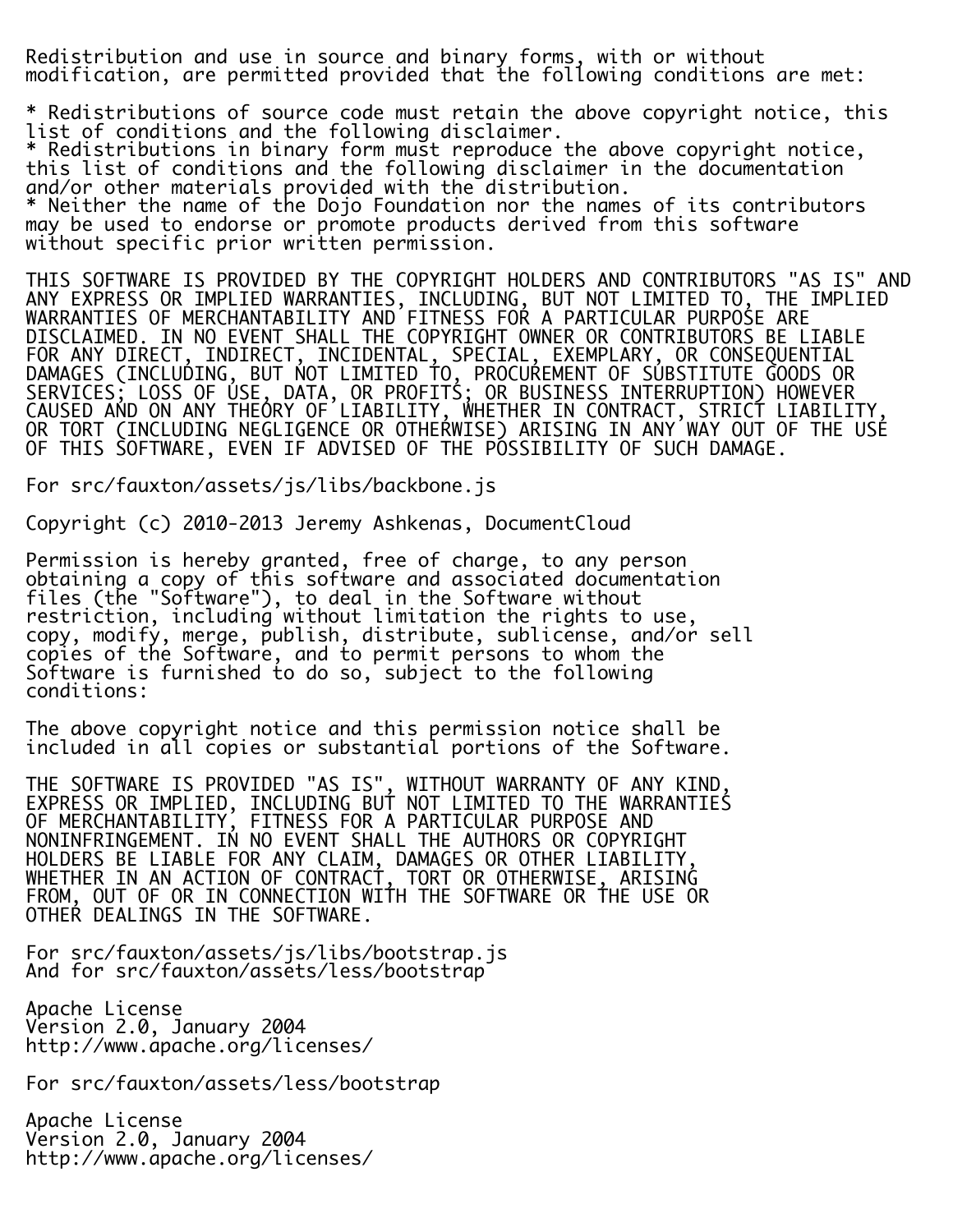Redistribution and use in source and binary forms, with or without
modification, are permitted provided that the following conditions are met:

* Redistributions of source code must retain the above copyright notice, this
list of conditions and the following disclaimer.
* Redistributions in binary form must reproduce the above copyright notice,
this list of conditions and the following disclaimer in the documentation
and/or other materials provided with the distribution.
* Neither the name of the Dojo Foundation nor the names of its contributors
may be used to endorse or promote products derived from this software
without specific prior written permission.

THIS SOFTWARE IS PROVIDED BY THE COPYRIGHT HOLDERS AND CONTRIBUTORS "AS IS" AND
ANY EXPRESS OR IMPLIED WARRANTIES, INCLUDING, BUT NOT LIMITED TO, THE IMPLIED
WARRANTIES OF MERCHANTABILITY AND FITNESS FOR A PARTICULAR PURPOSE ARE
DISCLAIMED. IN NO EVENT SHALL THE COPYRIGHT OWNER OR CONTRIBUTORS BE LIABLE
FOR ANY DIRECT, INDIRECT, INCIDENTAL, SPECIAL, EXEMPLARY, OR CONSEQUENTIAL
DAMAGES (INCLUDING, BUT NOT LIMITED TO, PROCUREMENT OF SUBSTITUTE GOODS OR
SERVICES; LOSS OF USE, DATA, OR PROFITS; OR BUSINESS INTERRUPTION) HOWEVER
CAUSED AND ON ANY THEORY OF LIABILITY, WHETHER IN CONTRACT, STRICT LIABILITY,
OR TORT (INCLUDING NEGLIGENCE OR OTHERWISE) ARISING IN ANY WAY OUT OF THE USE
OF THIS SOFTWARE, EVEN IF ADVISED OF THE POSSIBILITY OF SUCH DAMAGE.

For src/fauxton/assets/js/libs/backbone.js

Copyright (c) 2010-2013 Jeremy Ashkenas, DocumentCloud

Permission is hereby granted, free of charge, to any person
obtaining a copy of this software and associated documentation
files (the "Software"), to deal in the Software without
restriction, including without limitation the rights to use,
copy, modify, merge, publish, distribute, sublicense, and/or sell
copies of the Software, and to permit persons to whom the
Software is furnished to do so, subject to the following
conditions:

The above copyright notice and this permission notice shall be
included in all copies or substantial portions of the Software.

THE SOFTWARE IS PROVIDED "AS IS", WITHOUT WARRANTY OF ANY KIND,
EXPRESS OR IMPLIED, INCLUDING BUT NOT LIMITED TO THE WARRANTIES
OF MERCHANTABILITY, FITNESS FOR A PARTICULAR PURPOSE AND
NONINFRINGEMENT. IN NO EVENT SHALL THE AUTHORS OR COPYRIGHT
HOLDERS BE LIABLE FOR ANY CLAIM, DAMAGES OR OTHER LIABILITY,
WHETHER IN AN ACTION OF CONTRACT, TORT OR OTHERWISE, ARISING
FROM, OUT OF OR IN CONNECTION WITH THE SOFTWARE OR THE USE OR
OTHER DEALINGS IN THE SOFTWARE.

For src/fauxton/assets/js/libs/bootstrap.js
And for src/fauxton/assets/less/bootstrap

Apache License
Version 2.0, January 2004
http://www.apache.org/licenses/

For src/fauxton/assets/less/bootstrap

Apache License
Version 2.0, January 2004
http://www.apache.org/licenses/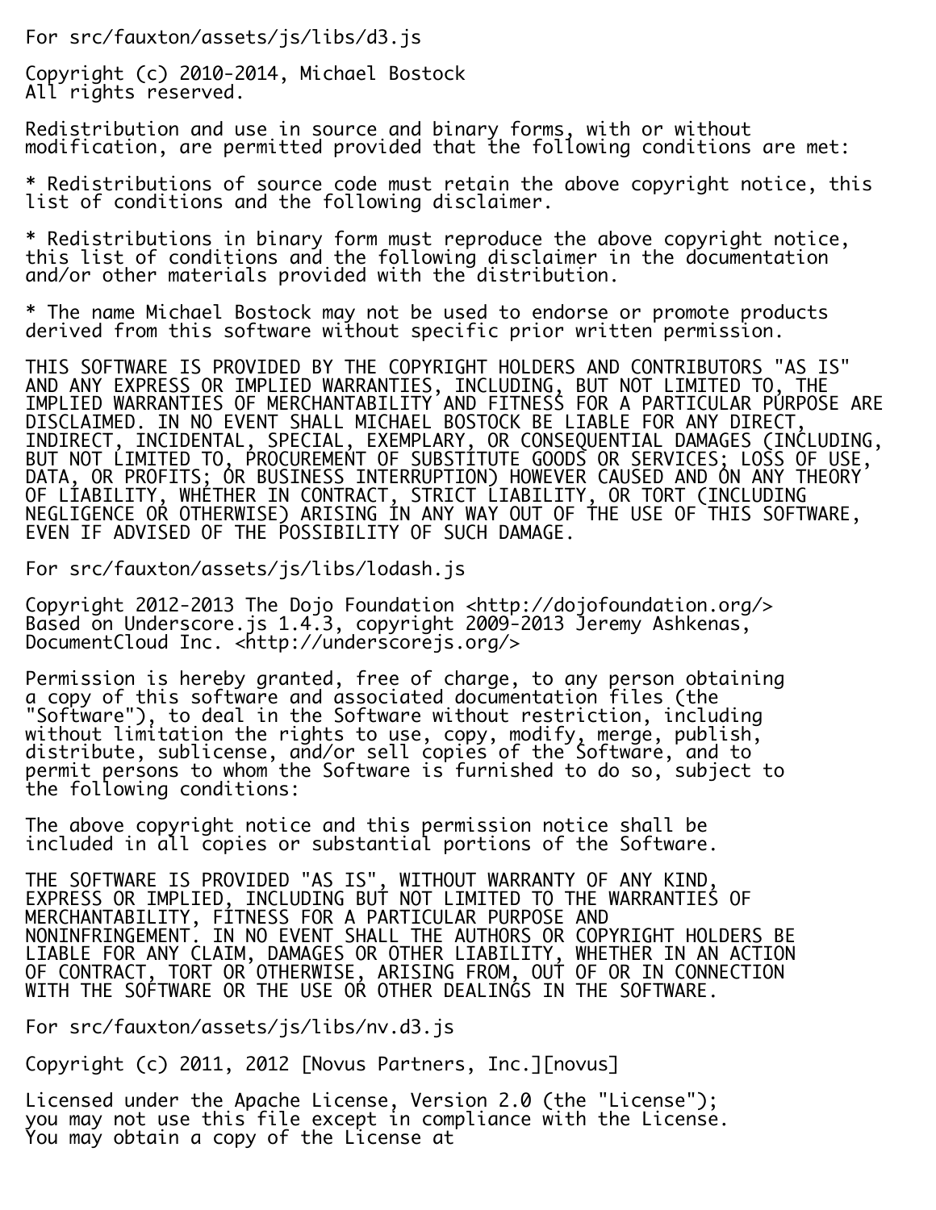For src/fauxton/assets/js/libs/d3.js

Copyright (c) 2010-2014, Michael Bostock
All rights reserved.

Redistribution and use in source and binary forms, with or without
modification, are permitted provided that the following conditions are met:

* Redistributions of source code must retain the above copyright notice, this
list of conditions and the following disclaimer.

* Redistributions in binary form must reproduce the above copyright notice,
this list of conditions and the following disclaimer in the documentation
and/or other materials provided with the distribution.

* The name Michael Bostock may not be used to endorse or promote products
derived from this software without specific prior written permission.

THIS SOFTWARE IS PROVIDED BY THE COPYRIGHT HOLDERS AND CONTRIBUTORS "AS IS"
AND ANY EXPRESS OR IMPLIED WARRANTIES, INCLUDING, BUT NOT LIMITED TO, THE
IMPLIED WARRANTIES OF MERCHANTABILITY AND FITNESS FOR A PARTICULAR PURPOSE ARE
DISCLAIMED. IN NO EVENT SHALL MICHAEL BOSTOCK BE LIABLE FOR ANY DIRECT,
INDIRECT, INCIDENTAL, SPECIAL, EXEMPLARY, OR CONSEQUENTIAL DAMAGES (INCLUDING,
BUT NOT LIMITED TO, PROCUREMENT OF SUBSTITUTE GOODS OR SERVICES; LOSS OF USE,
DATA, OR PROFITS; OR BUSINESS INTERRUPTION) HOWEVER CAUSED AND ON ANY THEORY
OF LIABILITY, WHETHER IN CONTRACT, STRICT LIABILITY, OR TORT (INCLUDING
NEGLIGENCE OR OTHERWISE) ARISING IN ANY WAY OUT OF THE USE OF THIS SOFTWARE,
EVEN IF ADVISED OF THE POSSIBILITY OF SUCH DAMAGE.

For src/fauxton/assets/js/libs/lodash.js

Copyright 2012-2013 The Dojo Foundation <http://dojofoundation.org/>
Based on Underscore.js 1.4.3, copyright 2009-2013 Jeremy Ashkenas,
DocumentCloud Inc. <http://underscorejs.org/>

Permission is hereby granted, free of charge, to any person obtaining
a copy of this software and associated documentation files (the
"Software"), to deal in the Software without restriction, including
without limitation the rights to use, copy, modify, merge, publish,
distribute, sublicense, and/or sell copies of the Software, and to
permit persons to whom the Software is furnished to do so, subject to
the following conditions:

The above copyright notice and this permission notice shall be
included in all copies or substantial portions of the Software.

THE SOFTWARE IS PROVIDED "AS IS", WITHOUT WARRANTY OF ANY KIND,
EXPRESS OR IMPLIED, INCLUDING BUT NOT LIMITED TO THE WARRANTIES OF
MERCHANTABILITY, FITNESS FOR A PARTICULAR PURPOSE AND
NONINFRINGEMENT. IN NO EVENT SHALL THE AUTHORS OR COPYRIGHT HOLDERS BE
LIABLE FOR ANY CLAIM, DAMAGES OR OTHER LIABILITY, WHETHER IN AN ACTION
OF CONTRACT, TORT OR OTHERWISE, ARISING FROM, OUT OF OR IN CONNECTION
WITH THE SOFTWARE OR THE USE OR OTHER DEALINGS IN THE SOFTWARE.

For src/fauxton/assets/js/libs/nv.d3.js

Copyright (c) 2011, 2012 [Novus Partners, Inc.][novus]

Licensed under the Apache License, Version 2.0 (the "License");
you may not use this file except in compliance with the License.
You may obtain a copy of the License at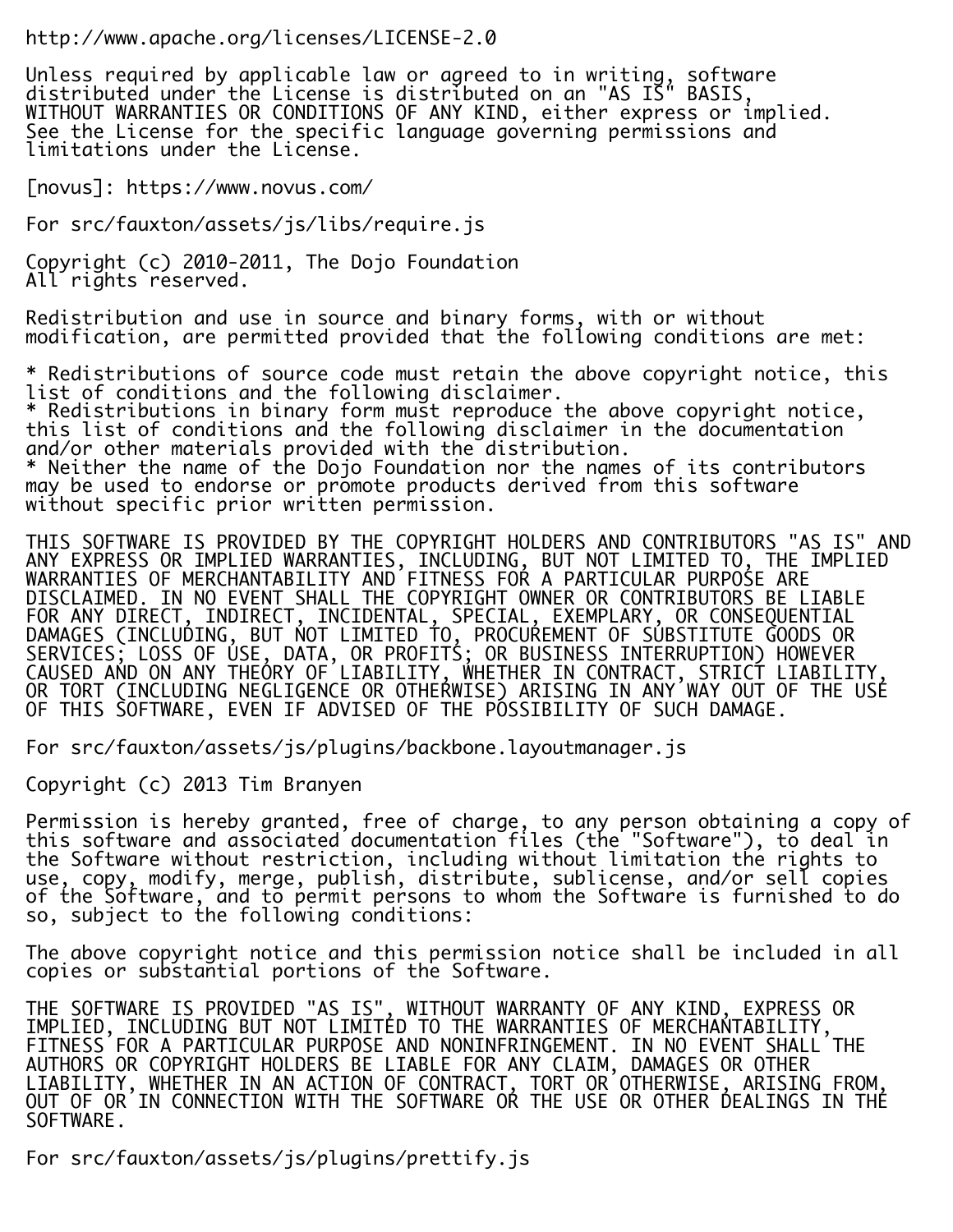http://www.apache.org/licenses/LICENSE-2.0

Unless required by applicable law or agreed to in writing, software distributed under the License is distributed on an "AS IS" BASIS, WITHOUT WARRANTIES OR CONDITIONS OF ANY KIND, either express or implied. See the License for the specific language governing permissions and limitations under the License.

[novus]: https://www.novus.com/

For src/fauxton/assets/js/libs/require.js

Copyright (c) 2010-2011, The Dojo Foundation
All rights reserved.

Redistribution and use in source and binary forms, with or without modification, are permitted provided that the following conditions are met:

* Redistributions of source code must retain the above copyright notice, this list of conditions and the following disclaimer.
* Redistributions in binary form must reproduce the above copyright notice, this list of conditions and the following disclaimer in the documentation and/or other materials provided with the distribution.
* Neither the name of the Dojo Foundation nor the names of its contributors may be used to endorse or promote products derived from this software without specific prior written permission.

THIS SOFTWARE IS PROVIDED BY THE COPYRIGHT HOLDERS AND CONTRIBUTORS "AS IS" AND ANY EXPRESS OR IMPLIED WARRANTIES, INCLUDING, BUT NOT LIMITED TO, THE IMPLIED WARRANTIES OF MERCHANTABILITY AND FITNESS FOR A PARTICULAR PURPOSE ARE DISCLAIMED. IN NO EVENT SHALL THE COPYRIGHT OWNER OR CONTRIBUTORS BE LIABLE FOR ANY DIRECT, INDIRECT, INCIDENTAL, SPECIAL, EXEMPLARY, OR CONSEQUENTIAL DAMAGES (INCLUDING, BUT NOT LIMITED TO, PROCUREMENT OF SUBSTITUTE GOODS OR SERVICES; LOSS OF USE, DATA, OR PROFITS; OR BUSINESS INTERRUPTION) HOWEVER CAUSED AND ON ANY THEORY OF LIABILITY, WHETHER IN CONTRACT, STRICT LIABILITY, OR TORT (INCLUDING NEGLIGENCE OR OTHERWISE) ARISING IN ANY WAY OUT OF THE USE OF THIS SOFTWARE, EVEN IF ADVISED OF THE POSSIBILITY OF SUCH DAMAGE.

For src/fauxton/assets/js/plugins/backbone.layoutmanager.js

Copyright (c) 2013 Tim Branyen

Permission is hereby granted, free of charge, to any person obtaining a copy of this software and associated documentation files (the "Software"), to deal in the Software without restriction, including without limitation the rights to use, copy, modify, merge, publish, distribute, sublicense, and/or sell copies of the Software, and to permit persons to whom the Software is furnished to do so, subject to the following conditions:

The above copyright notice and this permission notice shall be included in all copies or substantial portions of the Software.

THE SOFTWARE IS PROVIDED "AS IS", WITHOUT WARRANTY OF ANY KIND, EXPRESS OR IMPLIED, INCLUDING BUT NOT LIMITED TO THE WARRANTIES OF MERCHANTABILITY, FITNESS FOR A PARTICULAR PURPOSE AND NONINFRINGEMENT. IN NO EVENT SHALL THE AUTHORS OR COPYRIGHT HOLDERS BE LIABLE FOR ANY CLAIM, DAMAGES OR OTHER LIABILITY, WHETHER IN AN ACTION OF CONTRACT, TORT OR OTHERWISE, ARISING FROM, OUT OF OR IN CONNECTION WITH THE SOFTWARE OR THE USE OR OTHER DEALINGS IN THE SOFTWARE.

For src/fauxton/assets/js/plugins/prettify.js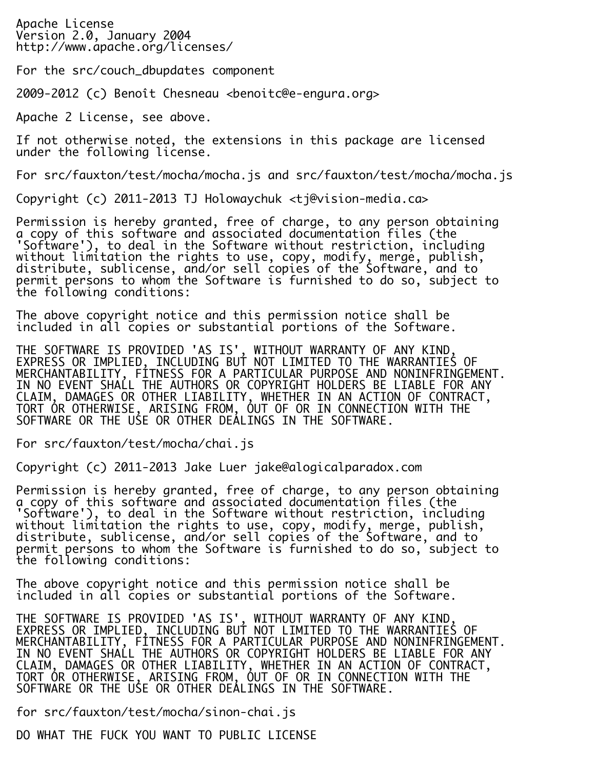Apache License
Version 2.0, January 2004
http://www.apache.org/licenses/

For the src/couch_dbupdates component

2009-2012 (c) Benoît Chesneau <benoitc@e-engura.org>

Apache 2 License, see above.

If not otherwise noted, the extensions in this package are licensed under the following license.

For src/fauxton/test/mocha/mocha.js and src/fauxton/test/mocha/mocha.js

Copyright (c) 2011-2013 TJ Holowaychuk <tj@vision-media.ca>

Permission is hereby granted, free of charge, to any person obtaining a copy of this software and associated documentation files (the 'Software'), to deal in the Software without restriction, including without limitation the rights to use, copy, modify, merge, publish, distribute, sublicense, and/or sell copies of the Software, and to permit persons to whom the Software is furnished to do so, subject to the following conditions:

The above copyright notice and this permission notice shall be included in all copies or substantial portions of the Software.

THE SOFTWARE IS PROVIDED 'AS IS', WITHOUT WARRANTY OF ANY KIND, EXPRESS OR IMPLIED, INCLUDING BUT NOT LIMITED TO THE WARRANTIES OF MERCHANTABILITY, FITNESS FOR A PARTICULAR PURPOSE AND NONINFRINGEMENT. IN NO EVENT SHALL THE AUTHORS OR COPYRIGHT HOLDERS BE LIABLE FOR ANY CLAIM, DAMAGES OR OTHER LIABILITY, WHETHER IN AN ACTION OF CONTRACT, TORT OR OTHERWISE, ARISING FROM, OUT OF OR IN CONNECTION WITH THE SOFTWARE OR THE USE OR OTHER DEALINGS IN THE SOFTWARE.

For src/fauxton/test/mocha/chai.js

Copyright (c) 2011-2013 Jake Luer jake@alogicalparadox.com

Permission is hereby granted, free of charge, to any person obtaining a copy of this software and associated documentation files (the 'Software'), to deal in the Software without restriction, including without limitation the rights to use, copy, modify, merge, publish, distribute, sublicense, and/or sell copies of the Software, and to permit persons to whom the Software is furnished to do so, subject to the following conditions:

The above copyright notice and this permission notice shall be included in all copies or substantial portions of the Software.

THE SOFTWARE IS PROVIDED 'AS IS', WITHOUT WARRANTY OF ANY KIND, EXPRESS OR IMPLIED, INCLUDING BUT NOT LIMITED TO THE WARRANTIES OF MERCHANTABILITY, FITNESS FOR A PARTICULAR PURPOSE AND NONINFRINGEMENT. IN NO EVENT SHALL THE AUTHORS OR COPYRIGHT HOLDERS BE LIABLE FOR ANY CLAIM, DAMAGES OR OTHER LIABILITY, WHETHER IN AN ACTION OF CONTRACT, TORT OR OTHERWISE, ARISING FROM, OUT OF OR IN CONNECTION WITH THE SOFTWARE OR THE USE OR OTHER DEALINGS IN THE SOFTWARE.

for src/fauxton/test/mocha/sinon-chai.js

DO WHAT THE FUCK YOU WANT TO PUBLIC LICENSE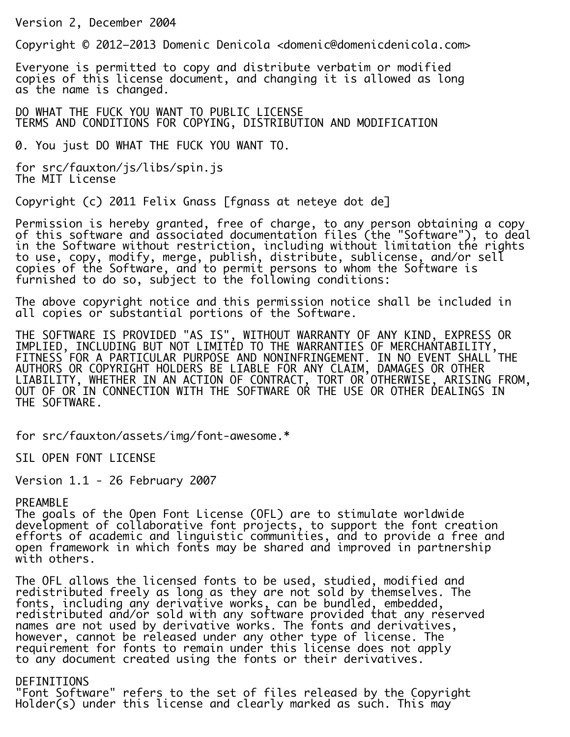Version 2, December 2004

Copyright © 2012–2013 Domenic Denicola <domenic@domenicdenicola.com>

Everyone is permitted to copy and distribute verbatim or modified
copies of this license document, and changing it is allowed as long
as the name is changed.

DO WHAT THE FUCK YOU WANT TO PUBLIC LICENSE
TERMS AND CONDITIONS FOR COPYING, DISTRIBUTION AND MODIFICATION

0. You just DO WHAT THE FUCK YOU WANT TO.

for src/fauxton/js/libs/spin.js
The MIT License

Copyright (c) 2011 Felix Gnass [fgnass at neteye dot de]

Permission is hereby granted, free of charge, to any person obtaining a copy
of this software and associated documentation files (the "Software"), to deal
in the Software without restriction, including without limitation the rights
to use, copy, modify, merge, publish, distribute, sublicense, and/or sell
copies of the Software, and to permit persons to whom the Software is
furnished to do so, subject to the following conditions:

The above copyright notice and this permission notice shall be included in
all copies or substantial portions of the Software.

THE SOFTWARE IS PROVIDED "AS IS", WITHOUT WARRANTY OF ANY KIND, EXPRESS OR
IMPLIED, INCLUDING BUT NOT LIMITED TO THE WARRANTIES OF MERCHANTABILITY,
FITNESS FOR A PARTICULAR PURPOSE AND NONINFRINGEMENT. IN NO EVENT SHALL THE
AUTHORS OR COPYRIGHT HOLDERS BE LIABLE FOR ANY CLAIM, DAMAGES OR OTHER
LIABILITY, WHETHER IN AN ACTION OF CONTRACT, TORT OR OTHERWISE, ARISING FROM,
OUT OF OR IN CONNECTION WITH THE SOFTWARE OR THE USE OR OTHER DEALINGS IN
THE SOFTWARE.

for src/fauxton/assets/img/font-awesome.*

SIL OPEN FONT LICENSE

Version 1.1 - 26 February 2007

PREAMBLE
The goals of the Open Font License (OFL) are to stimulate worldwide
development of collaborative font projects, to support the font creation
efforts of academic and linguistic communities, and to provide a free and
open framework in which fonts may be shared and improved in partnership
with others.

The OFL allows the licensed fonts to be used, studied, modified and
redistributed freely as long as they are not sold by themselves. The
fonts, including any derivative works, can be bundled, embedded,
redistributed and/or sold with any software provided that any reserved
names are not used by derivative works. The fonts and derivatives,
however, cannot be released under any other type of license. The
requirement for fonts to remain under this license does not apply
to any document created using the fonts or their derivatives.

DEFINITIONS
"Font Software" refers to the set of files released by the Copyright
Holder(s) under this license and clearly marked as such. This may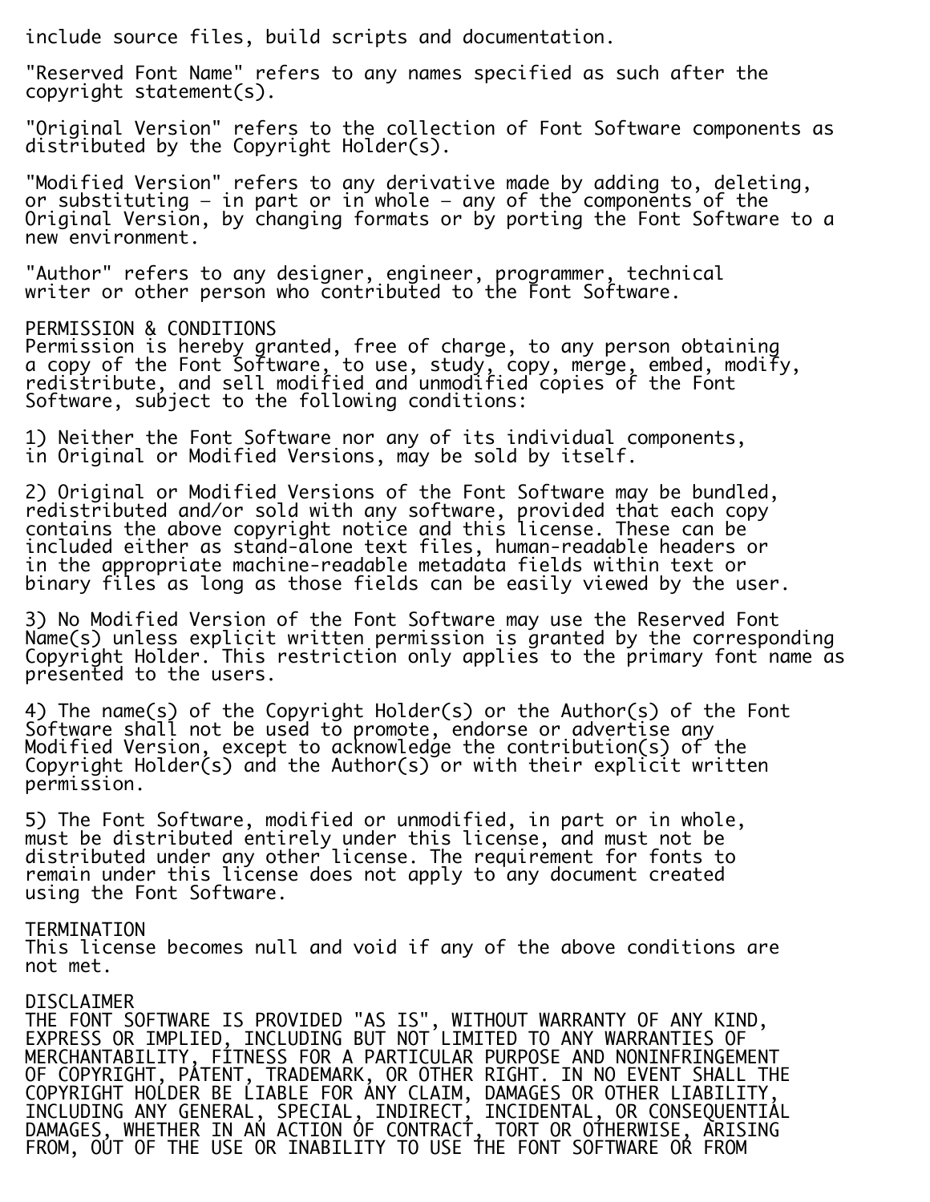include source files, build scripts and documentation.

"Reserved Font Name" refers to any names specified as such after the copyright statement(s).

"Original Version" refers to the collection of Font Software components as distributed by the Copyright Holder(s).

"Modified Version" refers to any derivative made by adding to, deleting, or substituting — in part or in whole — any of the components of the Original Version, by changing formats or by porting the Font Software to a new environment.

"Author" refers to any designer, engineer, programmer, technical writer or other person who contributed to the Font Software.

PERMISSION & CONDITIONS
Permission is hereby granted, free of charge, to any person obtaining a copy of the Font Software, to use, study, copy, merge, embed, modify, redistribute, and sell modified and unmodified copies of the Font Software, subject to the following conditions:

1) Neither the Font Software nor any of its individual components, in Original or Modified Versions, may be sold by itself.

2) Original or Modified Versions of the Font Software may be bundled, redistributed and/or sold with any software, provided that each copy contains the above copyright notice and this license. These can be included either as stand-alone text files, human-readable headers or in the appropriate machine-readable metadata fields within text or binary files as long as those fields can be easily viewed by the user.

3) No Modified Version of the Font Software may use the Reserved Font Name(s) unless explicit written permission is granted by the corresponding Copyright Holder. This restriction only applies to the primary font name as presented to the users.

4) The name(s) of the Copyright Holder(s) or the Author(s) of the Font Software shall not be used to promote, endorse or advertise any Modified Version, except to acknowledge the contribution(s) of the Copyright Holder(s) and the Author(s) or with their explicit written permission.

5) The Font Software, modified or unmodified, in part or in whole, must be distributed entirely under this license, and must not be distributed under any other license. The requirement for fonts to remain under this license does not apply to any document created using the Font Software.

TERMINATION
This license becomes null and void if any of the above conditions are not met.

DISCLAIMER
THE FONT SOFTWARE IS PROVIDED "AS IS", WITHOUT WARRANTY OF ANY KIND, EXPRESS OR IMPLIED, INCLUDING BUT NOT LIMITED TO ANY WARRANTIES OF MERCHANTABILITY, FITNESS FOR A PARTICULAR PURPOSE AND NONINFRINGEMENT OF COPYRIGHT, PATENT, TRADEMARK, OR OTHER RIGHT. IN NO EVENT SHALL THE COPYRIGHT HOLDER BE LIABLE FOR ANY CLAIM, DAMAGES OR OTHER LIABILITY, INCLUDING ANY GENERAL, SPECIAL, INDIRECT, INCIDENTAL, OR CONSEQUENTIAL DAMAGES, WHETHER IN AN ACTION OF CONTRACT, TORT OR OTHERWISE, ARISING FROM, OUT OF THE USE OR INABILITY TO USE THE FONT SOFTWARE OR FROM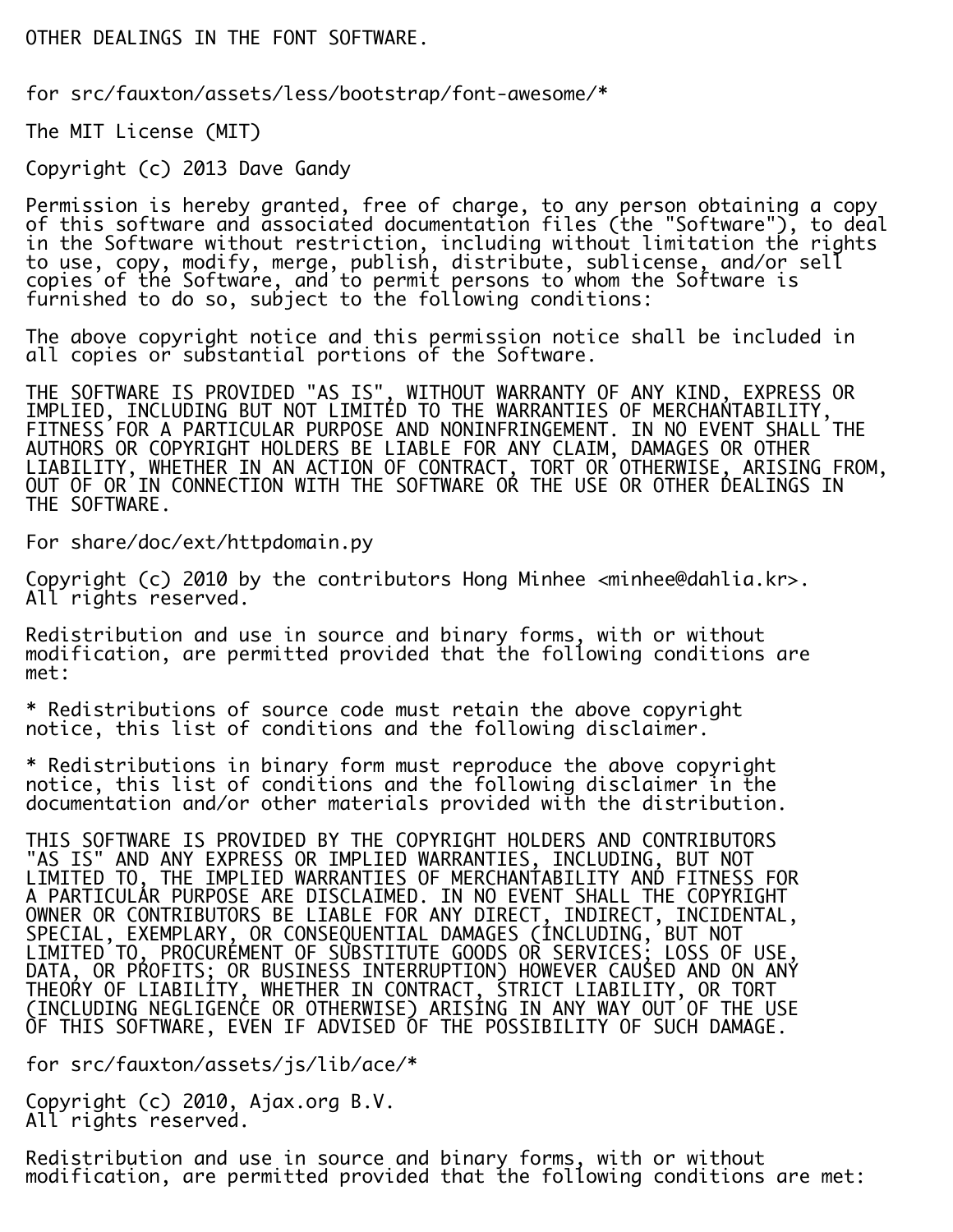OTHER DEALINGS IN THE FONT SOFTWARE.

for src/fauxton/assets/less/bootstrap/font-awesome/*

The MIT License (MIT)

Copyright (c) 2013 Dave Gandy

Permission is hereby granted, free of charge, to any person obtaining a copy
of this software and associated documentation files (the "Software"), to deal
in the Software without restriction, including without limitation the rights
to use, copy, modify, merge, publish, distribute, sublicense, and/or sell
copies of the Software, and to permit persons to whom the Software is
furnished to do so, subject to the following conditions:

The above copyright notice and this permission notice shall be included in
all copies or substantial portions of the Software.

THE SOFTWARE IS PROVIDED "AS IS", WITHOUT WARRANTY OF ANY KIND, EXPRESS OR
IMPLIED, INCLUDING BUT NOT LIMITED TO THE WARRANTIES OF MERCHANTABILITY,
FITNESS FOR A PARTICULAR PURPOSE AND NONINFRINGEMENT. IN NO EVENT SHALL THE
AUTHORS OR COPYRIGHT HOLDERS BE LIABLE FOR ANY CLAIM, DAMAGES OR OTHER
LIABILITY, WHETHER IN AN ACTION OF CONTRACT, TORT OR OTHERWISE, ARISING FROM,
OUT OF OR IN CONNECTION WITH THE SOFTWARE OR THE USE OR OTHER DEALINGS IN
THE SOFTWARE.

For share/doc/ext/httpdomain.py

Copyright (c) 2010 by the contributors Hong Minhee <minhee@dahlia.kr>.
All rights reserved.

Redistribution and use in source and binary forms, with or without
modification, are permitted provided that the following conditions are
met:

* Redistributions of source code must retain the above copyright
notice, this list of conditions and the following disclaimer.

* Redistributions in binary form must reproduce the above copyright
notice, this list of conditions and the following disclaimer in the
documentation and/or other materials provided with the distribution.

THIS SOFTWARE IS PROVIDED BY THE COPYRIGHT HOLDERS AND CONTRIBUTORS
"AS IS" AND ANY EXPRESS OR IMPLIED WARRANTIES, INCLUDING, BUT NOT
LIMITED TO, THE IMPLIED WARRANTIES OF MERCHANTABILITY AND FITNESS FOR
A PARTICULAR PURPOSE ARE DISCLAIMED. IN NO EVENT SHALL THE COPYRIGHT
OWNER OR CONTRIBUTORS BE LIABLE FOR ANY DIRECT, INDIRECT, INCIDENTAL,
SPECIAL, EXEMPLARY, OR CONSEQUENTIAL DAMAGES (INCLUDING, BUT NOT
LIMITED TO, PROCUREMENT OF SUBSTITUTE GOODS OR SERVICES; LOSS OF USE,
DATA, OR PROFITS; OR BUSINESS INTERRUPTION) HOWEVER CAUSED AND ON ANY
THEORY OF LIABILITY, WHETHER IN CONTRACT, STRICT LIABILITY, OR TORT
(INCLUDING NEGLIGENCE OR OTHERWISE) ARISING IN ANY WAY OUT OF THE USE
OF THIS SOFTWARE, EVEN IF ADVISED OF THE POSSIBILITY OF SUCH DAMAGE.

for src/fauxton/assets/js/lib/ace/*

Copyright (c) 2010, Ajax.org B.V.
All rights reserved.

Redistribution and use in source and binary forms, with or without
modification, are permitted provided that the following conditions are met: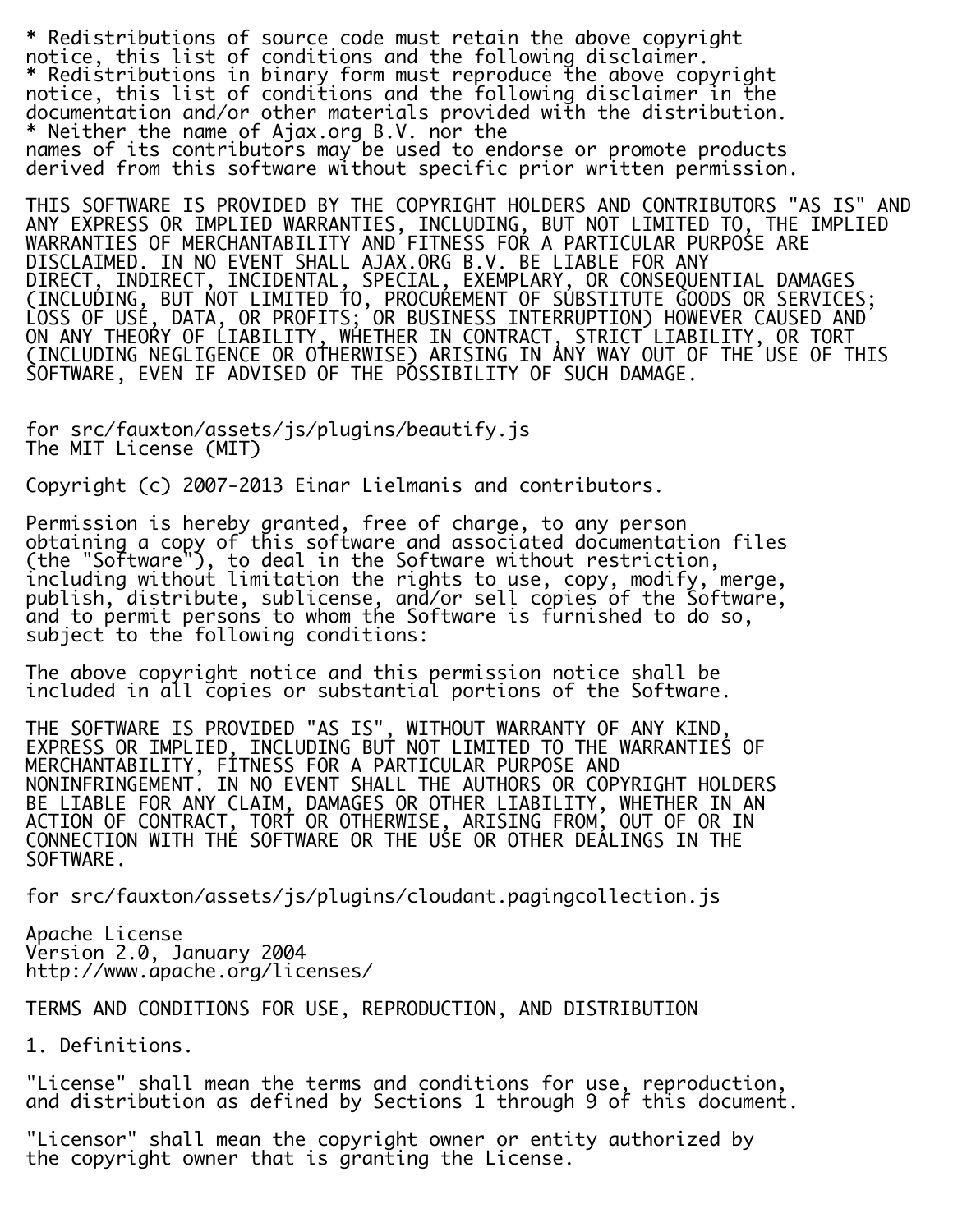* Redistributions of source code must retain the above copyright
notice, this list of conditions and the following disclaimer.
* Redistributions in binary form must reproduce the above copyright
notice, this list of conditions and the following disclaimer in the
documentation and/or other materials provided with the distribution.
* Neither the name of Ajax.org B.V. nor the
names of its contributors may be used to endorse or promote products
derived from this software without specific prior written permission.

THIS SOFTWARE IS PROVIDED BY THE COPYRIGHT HOLDERS AND CONTRIBUTORS "AS IS" AND
ANY EXPRESS OR IMPLIED WARRANTIES, INCLUDING, BUT NOT LIMITED TO, THE IMPLIED
WARRANTIES OF MERCHANTABILITY AND FITNESS FOR A PARTICULAR PURPOSE ARE
DISCLAIMED. IN NO EVENT SHALL AJAX.ORG B.V. BE LIABLE FOR ANY
DIRECT, INDIRECT, INCIDENTAL, SPECIAL, EXEMPLARY, OR CONSEQUENTIAL DAMAGES
(INCLUDING, BUT NOT LIMITED TO, PROCUREMENT OF SUBSTITUTE GOODS OR SERVICES;
LOSS OF USE, DATA, OR PROFITS; OR BUSINESS INTERRUPTION) HOWEVER CAUSED AND
ON ANY THEORY OF LIABILITY, WHETHER IN CONTRACT, STRICT LIABILITY, OR TORT
(INCLUDING NEGLIGENCE OR OTHERWISE) ARISING IN ANY WAY OUT OF THE USE OF THIS
SOFTWARE, EVEN IF ADVISED OF THE POSSIBILITY OF SUCH DAMAGE.

for src/fauxton/assets/js/plugins/beautify.js
The MIT License (MIT)

Copyright (c) 2007-2013 Einar Lielmanis and contributors.

Permission is hereby granted, free of charge, to any person
obtaining a copy of this software and associated documentation files
(the "Software"), to deal in the Software without restriction,
including without limitation the rights to use, copy, modify, merge,
publish, distribute, sublicense, and/or sell copies of the Software,
and to permit persons to whom the Software is furnished to do so,
subject to the following conditions:

The above copyright notice and this permission notice shall be
included in all copies or substantial portions of the Software.

THE SOFTWARE IS PROVIDED "AS IS", WITHOUT WARRANTY OF ANY KIND,
EXPRESS OR IMPLIED, INCLUDING BUT NOT LIMITED TO THE WARRANTIES OF
MERCHANTABILITY, FITNESS FOR A PARTICULAR PURPOSE AND
NONINFRINGEMENT. IN NO EVENT SHALL THE AUTHORS OR COPYRIGHT HOLDERS
BE LIABLE FOR ANY CLAIM, DAMAGES OR OTHER LIABILITY, WHETHER IN AN
ACTION OF CONTRACT, TORT OR OTHERWISE, ARISING FROM, OUT OF OR IN
CONNECTION WITH THE SOFTWARE OR THE USE OR OTHER DEALINGS IN THE
SOFTWARE.

for src/fauxton/assets/js/plugins/cloudant.pagingcollection.js

Apache License
Version 2.0, January 2004
http://www.apache.org/licenses/

TERMS AND CONDITIONS FOR USE, REPRODUCTION, AND DISTRIBUTION

1. Definitions.

"License" shall mean the terms and conditions for use, reproduction,
and distribution as defined by Sections 1 through 9 of this document.

"Licensor" shall mean the copyright owner or entity authorized by
the copyright owner that is granting the License.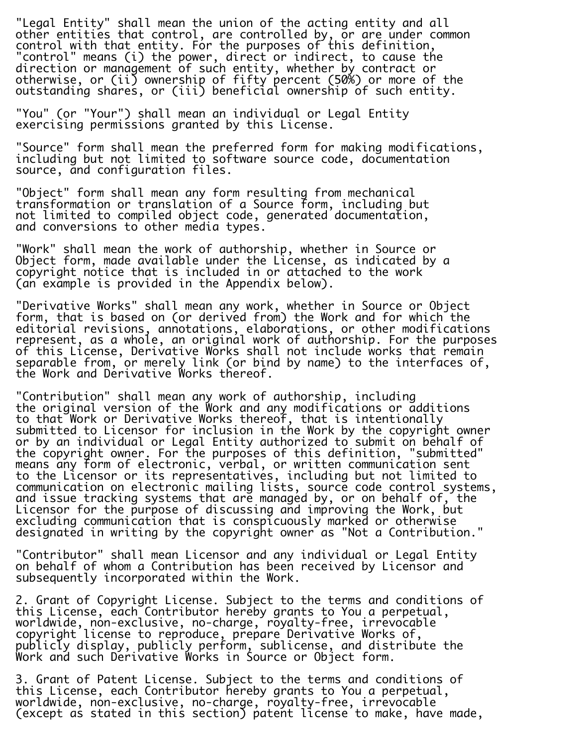"Legal Entity" shall mean the union of the acting entity and all other entities that control, are controlled by, or are under common control with that entity. For the purposes of this definition, "control" means (i) the power, direct or indirect, to cause the direction or management of such entity, whether by contract or otherwise, or (ii) ownership of fifty percent (50%) or more of the outstanding shares, or (iii) beneficial ownership of such entity.

"You" (or "Your") shall mean an individual or Legal Entity exercising permissions granted by this License.

"Source" form shall mean the preferred form for making modifications, including but not limited to software source code, documentation source, and configuration files.

"Object" form shall mean any form resulting from mechanical transformation or translation of a Source form, including but not limited to compiled object code, generated documentation, and conversions to other media types.

"Work" shall mean the work of authorship, whether in Source or Object form, made available under the License, as indicated by a copyright notice that is included in or attached to the work (an example is provided in the Appendix below).

"Derivative Works" shall mean any work, whether in Source or Object form, that is based on (or derived from) the Work and for which the editorial revisions, annotations, elaborations, or other modifications represent, as a whole, an original work of authorship. For the purposes of this License, Derivative Works shall not include works that remain separable from, or merely link (or bind by name) to the interfaces of, the Work and Derivative Works thereof.

"Contribution" shall mean any work of authorship, including the original version of the Work and any modifications or additions to that Work or Derivative Works thereof, that is intentionally submitted to Licensor for inclusion in the Work by the copyright owner or by an individual or Legal Entity authorized to submit on behalf of the copyright owner. For the purposes of this definition, "submitted" means any form of electronic, verbal, or written communication sent to the Licensor or its representatives, including but not limited to communication on electronic mailing lists, source code control systems, and issue tracking systems that are managed by, or on behalf of, the Licensor for the purpose of discussing and improving the Work, but excluding communication that is conspicuously marked or otherwise designated in writing by the copyright owner as "Not a Contribution."

"Contributor" shall mean Licensor and any individual or Legal Entity on behalf of whom a Contribution has been received by Licensor and subsequently incorporated within the Work.

2. Grant of Copyright License. Subject to the terms and conditions of this License, each Contributor hereby grants to You a perpetual, worldwide, non-exclusive, no-charge, royalty-free, irrevocable copyright license to reproduce, prepare Derivative Works of, publicly display, publicly perform, sublicense, and distribute the Work and such Derivative Works in Source or Object form.

3. Grant of Patent License. Subject to the terms and conditions of this License, each Contributor hereby grants to You a perpetual, worldwide, non-exclusive, no-charge, royalty-free, irrevocable (except as stated in this section) patent license to make, have made,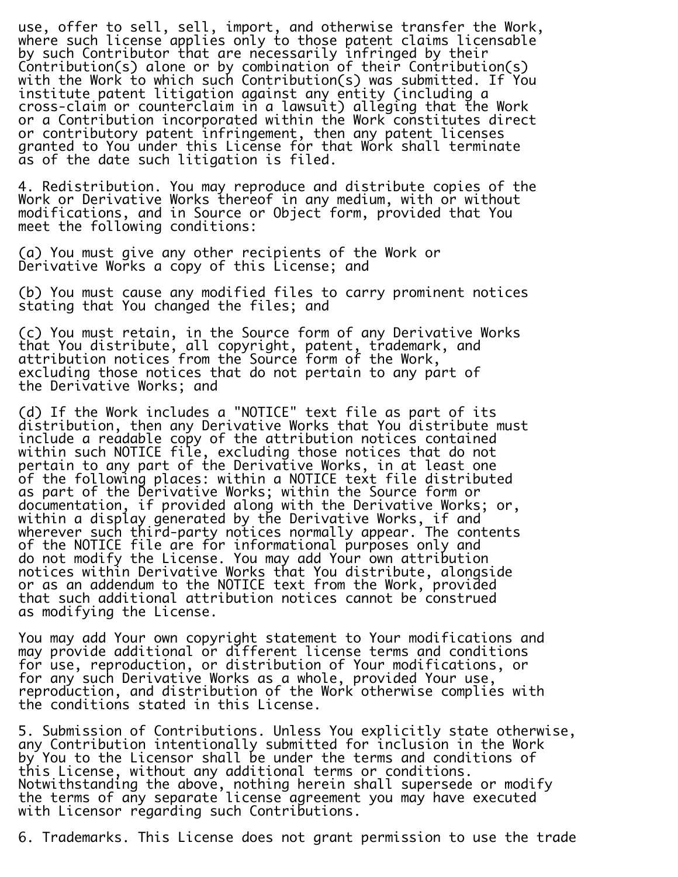use, offer to sell, sell, import, and otherwise transfer the Work, where such license applies only to those patent claims licensable by such Contributor that are necessarily infringed by their Contribution(s) alone or by combination of their Contribution(s) with the Work to which such Contribution(s) was submitted. If You institute patent litigation against any entity (including a cross-claim or counterclaim in a lawsuit) alleging that the Work or a Contribution incorporated within the Work constitutes direct or contributory patent infringement, then any patent licenses granted to You under this License for that Work shall terminate as of the date such litigation is filed.

4. Redistribution. You may reproduce and distribute copies of the Work or Derivative Works thereof in any medium, with or without modifications, and in Source or Object form, provided that You meet the following conditions:

(a) You must give any other recipients of the Work or Derivative Works a copy of this License; and

(b) You must cause any modified files to carry prominent notices stating that You changed the files; and

(c) You must retain, in the Source form of any Derivative Works that You distribute, all copyright, patent, trademark, and attribution notices from the Source form of the Work, excluding those notices that do not pertain to any part of the Derivative Works; and

(d) If the Work includes a "NOTICE" text file as part of its distribution, then any Derivative Works that You distribute must include a readable copy of the attribution notices contained within such NOTICE file, excluding those notices that do not pertain to any part of the Derivative Works, in at least one of the following places: within a NOTICE text file distributed as part of the Derivative Works; within the Source form or documentation, if provided along with the Derivative Works; or, within a display generated by the Derivative Works, if and wherever such third-party notices normally appear. The contents of the NOTICE file are for informational purposes only and do not modify the License. You may add Your own attribution notices within Derivative Works that You distribute, alongside or as an addendum to the NOTICE text from the Work, provided that such additional attribution notices cannot be construed as modifying the License.

You may add Your own copyright statement to Your modifications and may provide additional or different license terms and conditions for use, reproduction, or distribution of Your modifications, or for any such Derivative Works as a whole, provided Your use, reproduction, and distribution of the Work otherwise complies with the conditions stated in this License.

5. Submission of Contributions. Unless You explicitly state otherwise, any Contribution intentionally submitted for inclusion in the Work by You to the Licensor shall be under the terms and conditions of this License, without any additional terms or conditions. Notwithstanding the above, nothing herein shall supersede or modify the terms of any separate license agreement you may have executed with Licensor regarding such Contributions.

6. Trademarks. This License does not grant permission to use the trade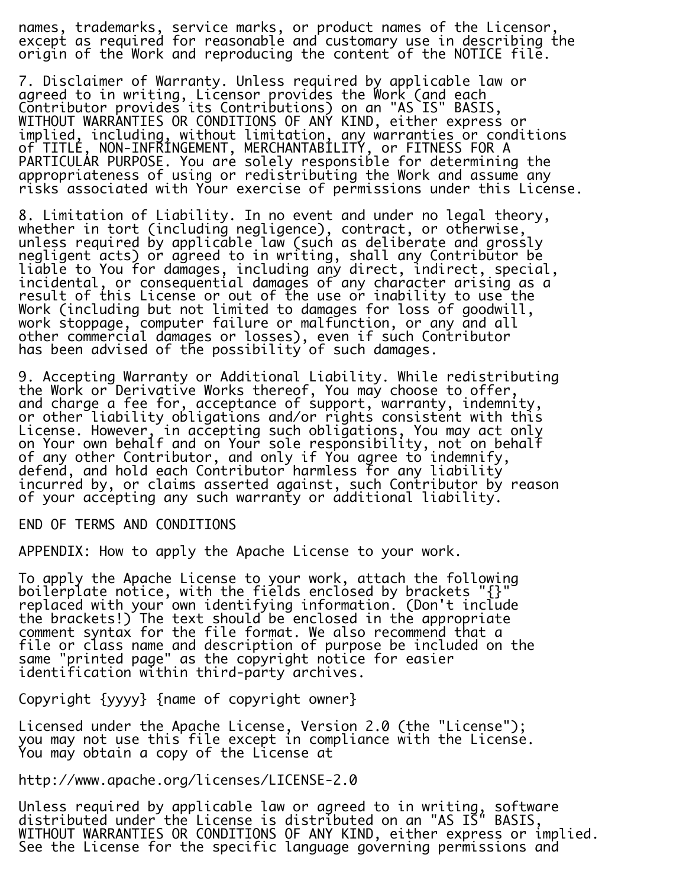names, trademarks, service marks, or product names of the Licensor, except as required for reasonable and customary use in describing the origin of the Work and reproducing the content of the NOTICE file.

7. Disclaimer of Warranty. Unless required by applicable law or agreed to in writing, Licensor provides the Work (and each Contributor provides its Contributions) on an "AS IS" BASIS, WITHOUT WARRANTIES OR CONDITIONS OF ANY KIND, either express or implied, including, without limitation, any warranties or conditions of TITLE, NON-INFRINGEMENT, MERCHANTABILITY, or FITNESS FOR A PARTICULAR PURPOSE. You are solely responsible for determining the appropriateness of using or redistributing the Work and assume any risks associated with Your exercise of permissions under this License.

8. Limitation of Liability. In no event and under no legal theory, whether in tort (including negligence), contract, or otherwise, unless required by applicable law (such as deliberate and grossly negligent acts) or agreed to in writing, shall any Contributor be liable to You for damages, including any direct, indirect, special, incidental, or consequential damages of any character arising as a result of this License or out of the use or inability to use the Work (including but not limited to damages for loss of goodwill, work stoppage, computer failure or malfunction, or any and all other commercial damages or losses), even if such Contributor has been advised of the possibility of such damages.

9. Accepting Warranty or Additional Liability. While redistributing the Work or Derivative Works thereof, You may choose to offer, and charge a fee for, acceptance of support, warranty, indemnity, or other liability obligations and/or rights consistent with this License. However, in accepting such obligations, You may act only on Your own behalf and on Your sole responsibility, not on behalf of any other Contributor, and only if You agree to indemnify, defend, and hold each Contributor harmless for any liability incurred by, or claims asserted against, such Contributor by reason of your accepting any such warranty or additional liability.

END OF TERMS AND CONDITIONS

APPENDIX: How to apply the Apache License to your work.

To apply the Apache License to your work, attach the following boilerplate notice, with the fields enclosed by brackets "{}" replaced with your own identifying information. (Don't include the brackets!) The text should be enclosed in the appropriate comment syntax for the file format. We also recommend that a file or class name and description of purpose be included on the same "printed page" as the copyright notice for easier identification within third-party archives.

Copyright {yyyy} {name of copyright owner}

Licensed under the Apache License, Version 2.0 (the "License"); you may not use this file except in compliance with the License. You may obtain a copy of the License at

http://www.apache.org/licenses/LICENSE-2.0

Unless required by applicable law or agreed to in writing, software distributed under the License is distributed on an "AS IS" BASIS, WITHOUT WARRANTIES OR CONDITIONS OF ANY KIND, either express or implied. See the License for the specific language governing permissions and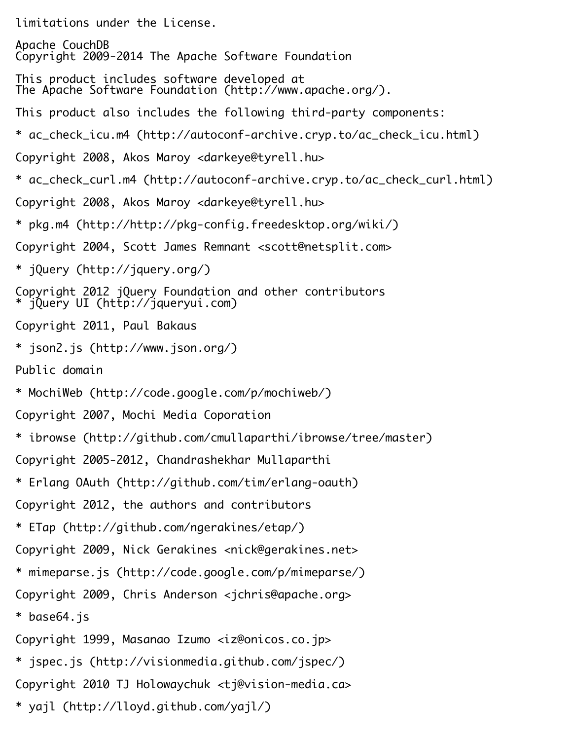limitations under the License.

Apache CouchDB
Copyright 2009-2014 The Apache Software Foundation

This product includes software developed at
The Apache Software Foundation (http://www.apache.org/).

This product also includes the following third-party components:

* ac_check_icu.m4 (http://autoconf-archive.cryp.to/ac_check_icu.html)

Copyright 2008, Akos Maroy <darkeye@tyrell.hu>

* ac_check_curl.m4 (http://autoconf-archive.cryp.to/ac_check_curl.html)

Copyright 2008, Akos Maroy <darkeye@tyrell.hu>

* pkg.m4 (http://http://pkg-config.freedesktop.org/wiki/)

Copyright 2004, Scott James Remnant <scott@netsplit.com>

* jQuery (http://jquery.org/)

Copyright 2012 jQuery Foundation and other contributors
* jQuery UI (http://jqueryui.com)

Copyright 2011, Paul Bakaus

* json2.js (http://www.json.org/)

Public domain

* MochiWeb (http://code.google.com/p/mochiweb/)

Copyright 2007, Mochi Media Coporation

* ibrowse (http://github.com/cmullaparthi/ibrowse/tree/master)

Copyright 2005-2012, Chandrashekhar Mullaparthi

* Erlang OAuth (http://github.com/tim/erlang-oauth)

Copyright 2012, the authors and contributors

* ETap (http://github.com/ngerakines/etap/)

Copyright 2009, Nick Gerakines <nick@gerakines.net>

* mimeparse.js (http://code.google.com/p/mimeparse/)

Copyright 2009, Chris Anderson <jchris@apache.org>

* base64.js

Copyright 1999, Masanao Izumo <iz@onicos.co.jp>

* jspec.js (http://visionmedia.github.com/jspec/)

Copyright 2010 TJ Holowaychuk <tj@vision-media.ca>

* yajl (http://lloyd.github.com/yajl/)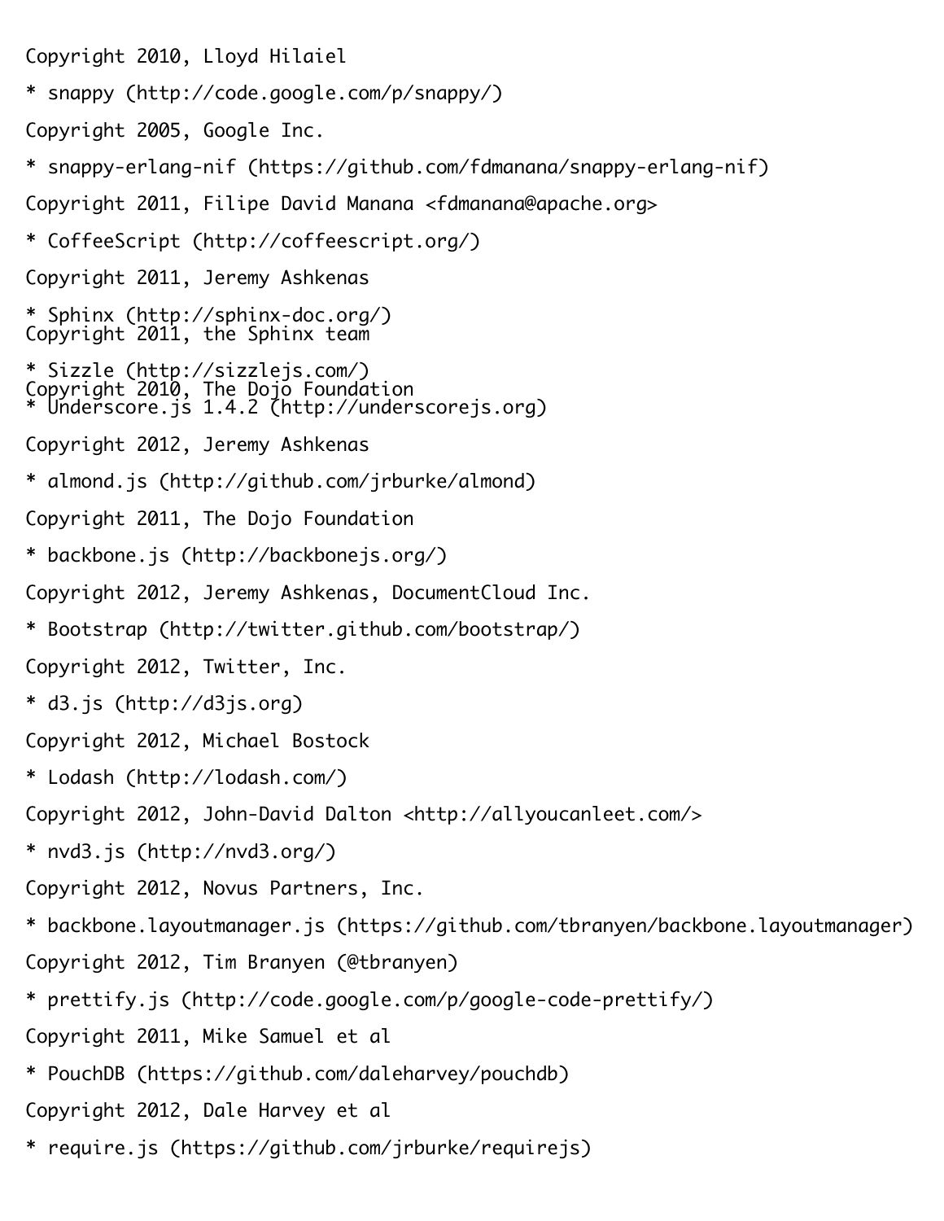Copyright 2010, Lloyd Hilaiel

* snappy (http://code.google.com/p/snappy/)

Copyright 2005, Google Inc.

* snappy-erlang-nif (https://github.com/fdmanana/snappy-erlang-nif)

Copyright 2011, Filipe David Manana <fdmanana@apache.org>

* CoffeeScript (http://coffeescript.org/)

Copyright 2011, Jeremy Ashkenas

* Sphinx (http://sphinx-doc.org/)
Copyright 2011, the Sphinx team

* Sizzle (http://sizzlejs.com/)
Copyright 2010, The Dojo Foundation
* Underscore.js 1.4.2 (http://underscorejs.org)

Copyright 2012, Jeremy Ashkenas

* almond.js (http://github.com/jrburke/almond)

Copyright 2011, The Dojo Foundation

* backbone.js (http://backbonejs.org/)

Copyright 2012, Jeremy Ashkenas, DocumentCloud Inc.

* Bootstrap (http://twitter.github.com/bootstrap/)

Copyright 2012, Twitter, Inc.

* d3.js (http://d3js.org)

Copyright 2012, Michael Bostock

* Lodash (http://lodash.com/)

Copyright 2012, John-David Dalton <http://allyoucanleet.com/>

* nvd3.js (http://nvd3.org/)

Copyright 2012, Novus Partners, Inc.

* backbone.layoutmanager.js (https://github.com/tbranyen/backbone.layoutmanager)

Copyright 2012, Tim Branyen (@tbranyen)

* prettify.js (http://code.google.com/p/google-code-prettify/)

Copyright 2011, Mike Samuel et al

* PouchDB (https://github.com/daleharvey/pouchdb)

Copyright 2012, Dale Harvey et al

* require.js (https://github.com/jrburke/requirejs)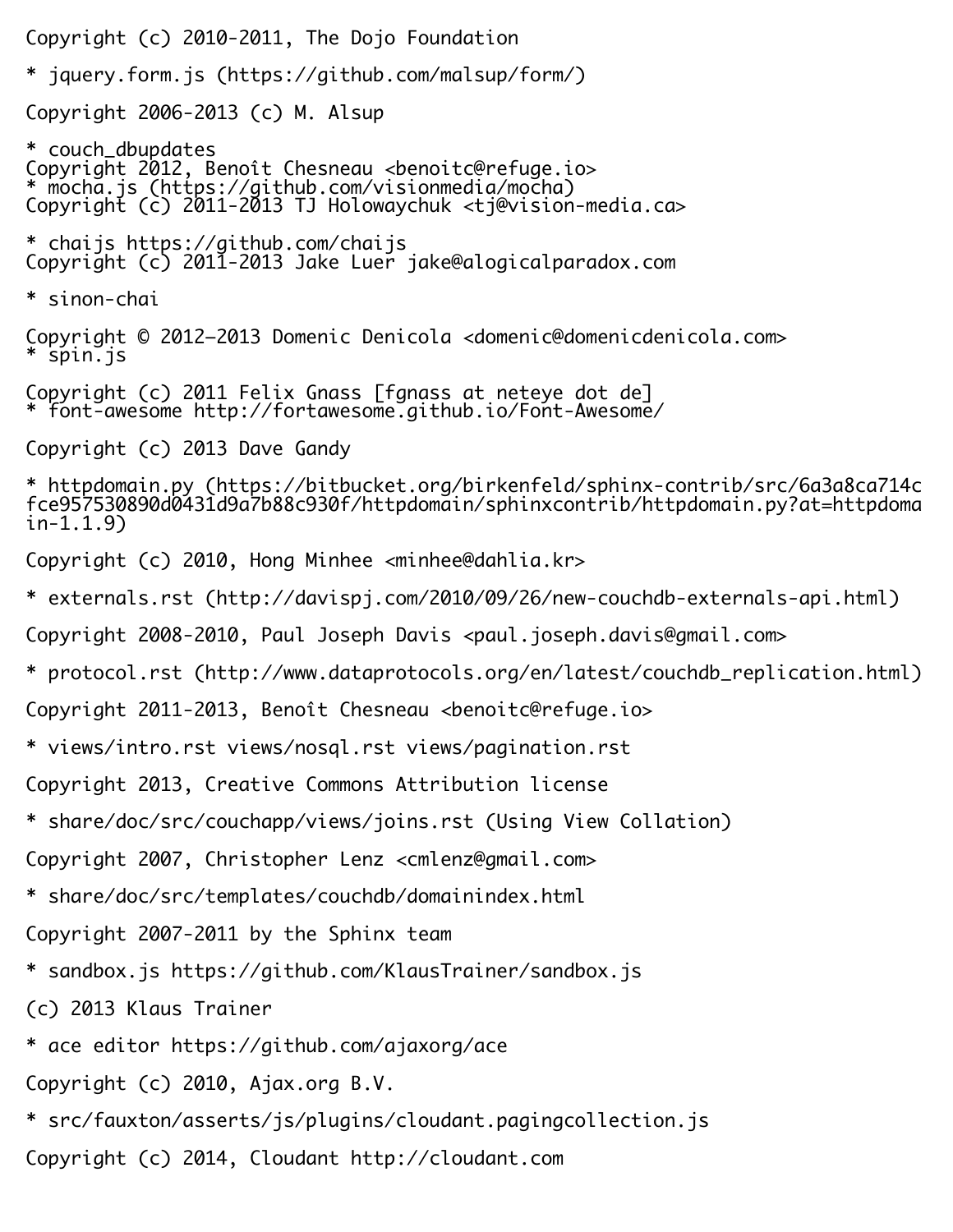Copyright (c) 2010-2011, The Dojo Foundation

* jquery.form.js (https://github.com/malsup/form/)

Copyright 2006-2013 (c) M. Alsup

* couch_dbupdates
Copyright 2012, Benoît Chesneau <benoitc@refuge.io>
* mocha.js (https://github.com/visionmedia/mocha)
Copyright (c) 2011-2013 TJ Holowaychuk <tj@vision-media.ca>

* chaijs https://github.com/chaijs
Copyright (c) 2011-2013 Jake Luer jake@alogicalparadox.com

* sinon-chai

Copyright © 2012–2013 Domenic Denicola <domenic@domenicdenicola.com>
* spin.js

Copyright (c) 2011 Felix Gnass [fgnass at neteye dot de]
* font-awesome http://fortawesome.github.io/Font-Awesome/

Copyright (c) 2013 Dave Gandy

* httpdomain.py (https://bitbucket.org/birkenfeld/sphinx-contrib/src/6a3a8ca714cfce957530890d0431d9a7b88c930f/httpdomain/sphinxcontrib/httpdomain.py?at=httpdomain-1.1.9)

Copyright (c) 2010, Hong Minhee <minhee@dahlia.kr>

* externals.rst (http://davispj.com/2010/09/26/new-couchdb-externals-api.html)

Copyright 2008-2010, Paul Joseph Davis <paul.joseph.davis@gmail.com>

* protocol.rst (http://www.dataprotocols.org/en/latest/couchdb_replication.html)

Copyright 2011-2013, Benoît Chesneau <benoitc@refuge.io>

* views/intro.rst views/nosql.rst views/pagination.rst

Copyright 2013, Creative Commons Attribution license

* share/doc/src/couchapp/views/joins.rst (Using View Collation)

Copyright 2007, Christopher Lenz <cmlenz@gmail.com>

* share/doc/src/templates/couchdb/domainindex.html

Copyright 2007-2011 by the Sphinx team

* sandbox.js https://github.com/KlausTrainer/sandbox.js

(c) 2013 Klaus Trainer

* ace editor https://github.com/ajaxorg/ace

Copyright (c) 2010, Ajax.org B.V.

* src/fauxton/asserts/js/plugins/cloudant.pagingcollection.js

Copyright (c) 2014, Cloudant http://cloudant.com